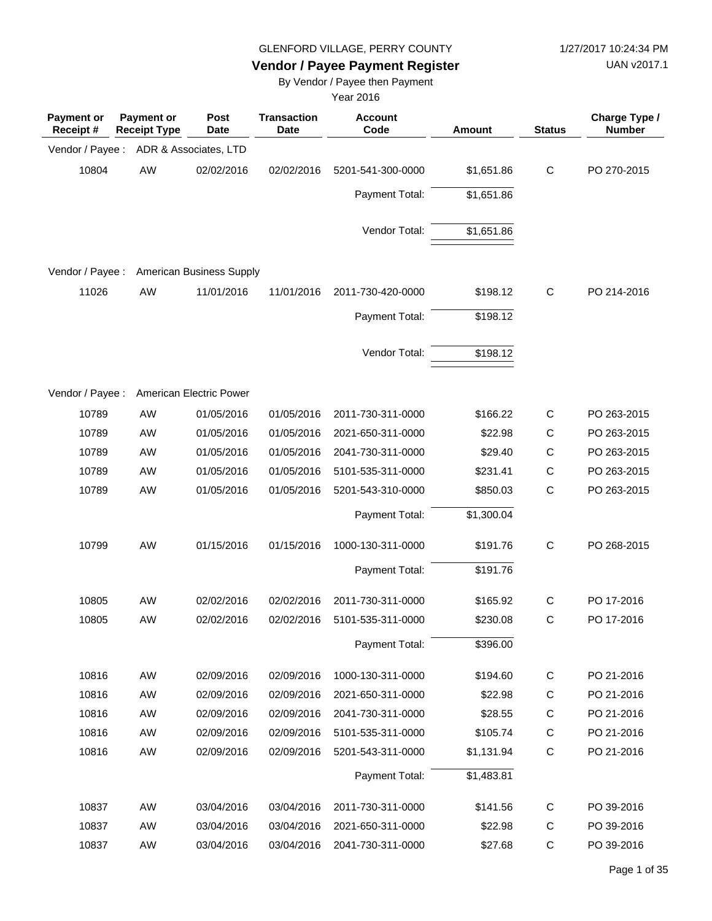GLENFORD VILLAGE, PERRY COUNTY

1/27/2017 10:24:34 PM

UAN v2017.1

# Vendor / Payee Payment Register

By Vendor / Payee then Payment

Year 2016

| Payment or Receipt # | Payment or Receipt Type | Post Date | Transaction Date | Account Code | Amount | Status | Charge Type / Number |
|---|---|---|---|---|---|---|---|
| Vendor / Payee : | ADR & Associates, LTD | | | | | | |
| 10804 | AW | 02/02/2016 | 02/02/2016 | 5201-541-300-0000 | $1,651.86 | C | PO 270-2015 |
| | | | | Payment Total: | $1,651.86 | | |
| | | | | Vendor Total: | $1,651.86 | | |
| Vendor / Payee : | American Business Supply | | | | | | |
| 11026 | AW | 11/01/2016 | 11/01/2016 | 2011-730-420-0000 | $198.12 | C | PO 214-2016 |
| | | | | Payment Total: | $198.12 | | |
| | | | | Vendor Total: | $198.12 | | |
| Vendor / Payee : | American Electric Power | | | | | | |
| 10789 | AW | 01/05/2016 | 01/05/2016 | 2011-730-311-0000 | $166.22 | C | PO 263-2015 |
| 10789 | AW | 01/05/2016 | 01/05/2016 | 2021-650-311-0000 | $22.98 | C | PO 263-2015 |
| 10789 | AW | 01/05/2016 | 01/05/2016 | 2041-730-311-0000 | $29.40 | C | PO 263-2015 |
| 10789 | AW | 01/05/2016 | 01/05/2016 | 5101-535-311-0000 | $231.41 | C | PO 263-2015 |
| 10789 | AW | 01/05/2016 | 01/05/2016 | 5201-543-310-0000 | $850.03 | C | PO 263-2015 |
| | | | | Payment Total: | $1,300.04 | | |
| 10799 | AW | 01/15/2016 | 01/15/2016 | 1000-130-311-0000 | $191.76 | C | PO 268-2015 |
| | | | | Payment Total: | $191.76 | | |
| 10805 | AW | 02/02/2016 | 02/02/2016 | 2011-730-311-0000 | $165.92 | C | PO 17-2016 |
| 10805 | AW | 02/02/2016 | 02/02/2016 | 5101-535-311-0000 | $230.08 | C | PO 17-2016 |
| | | | | Payment Total: | $396.00 | | |
| 10816 | AW | 02/09/2016 | 02/09/2016 | 1000-130-311-0000 | $194.60 | C | PO 21-2016 |
| 10816 | AW | 02/09/2016 | 02/09/2016 | 2021-650-311-0000 | $22.98 | C | PO 21-2016 |
| 10816 | AW | 02/09/2016 | 02/09/2016 | 2041-730-311-0000 | $28.55 | C | PO 21-2016 |
| 10816 | AW | 02/09/2016 | 02/09/2016 | 5101-535-311-0000 | $105.74 | C | PO 21-2016 |
| 10816 | AW | 02/09/2016 | 02/09/2016 | 5201-543-311-0000 | $1,131.94 | C | PO 21-2016 |
| | | | | Payment Total: | $1,483.81 | | |
| 10837 | AW | 03/04/2016 | 03/04/2016 | 2011-730-311-0000 | $141.56 | C | PO 39-2016 |
| 10837 | AW | 03/04/2016 | 03/04/2016 | 2021-650-311-0000 | $22.98 | C | PO 39-2016 |
| 10837 | AW | 03/04/2016 | 03/04/2016 | 2041-730-311-0000 | $27.68 | C | PO 39-2016 |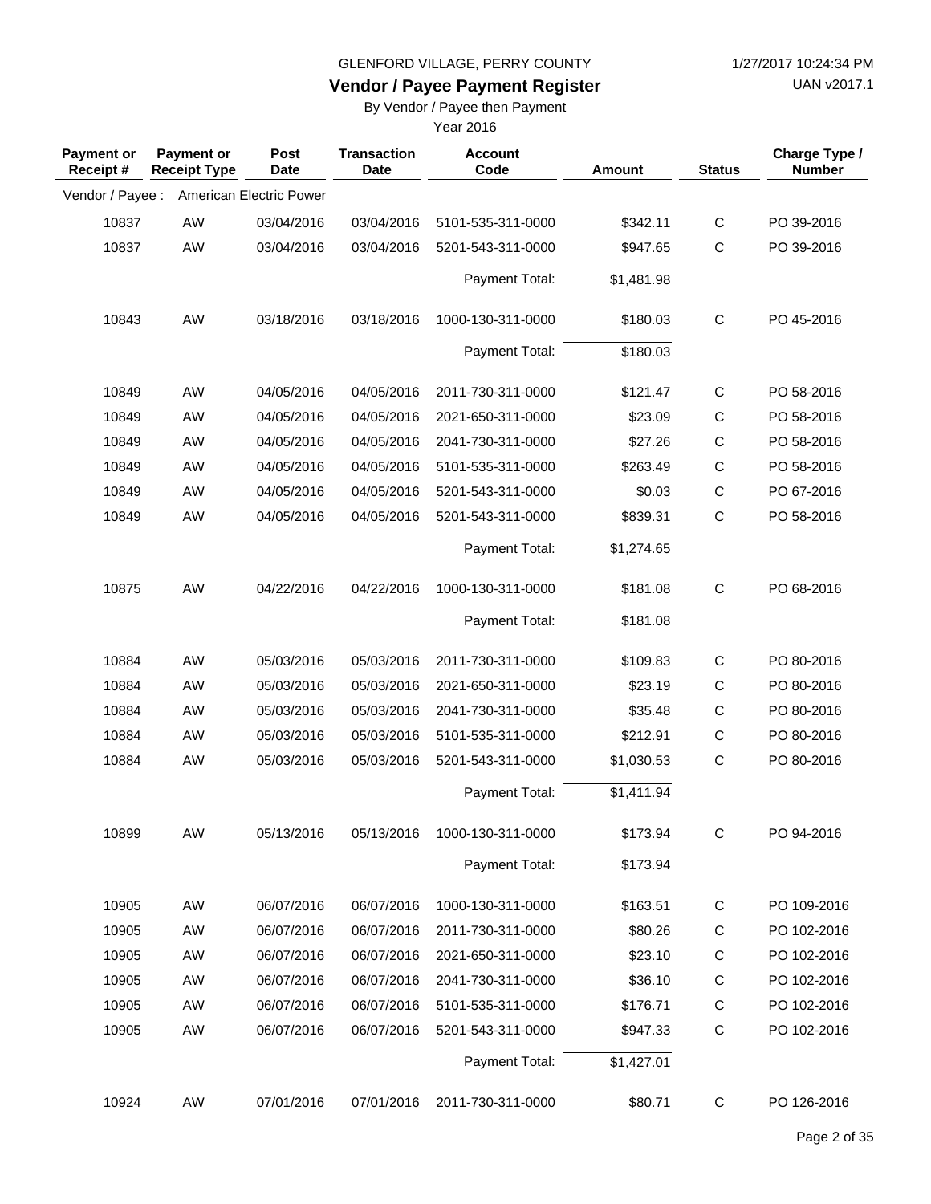GLENFORD VILLAGE, PERRY COUNTY

**Vendor / Payee Payment Register**

By Vendor / Payee then Payment

Year 2016

| Payment or Receipt # | Payment or Receipt Type | Post Date | Transaction Date | Account Code | Amount | Status | Charge Type / Number |
|---|---|---|---|---|---|---|---|
| Vendor / Payee : | American Electric Power | | | | | | |
| 10837 | AW | 03/04/2016 | 03/04/2016 | 5101-535-311-0000 | $342.11 | C | PO 39-2016 |
| 10837 | AW | 03/04/2016 | 03/04/2016 | 5201-543-311-0000 | $947.65 | C | PO 39-2016 |
| | | | | Payment Total: | $1,481.98 | | |
| 10843 | AW | 03/18/2016 | 03/18/2016 | 1000-130-311-0000 | $180.03 | C | PO 45-2016 |
| | | | | Payment Total: | $180.03 | | |
| 10849 | AW | 04/05/2016 | 04/05/2016 | 2011-730-311-0000 | $121.47 | C | PO 58-2016 |
| 10849 | AW | 04/05/2016 | 04/05/2016 | 2021-650-311-0000 | $23.09 | C | PO 58-2016 |
| 10849 | AW | 04/05/2016 | 04/05/2016 | 2041-730-311-0000 | $27.26 | C | PO 58-2016 |
| 10849 | AW | 04/05/2016 | 04/05/2016 | 5101-535-311-0000 | $263.49 | C | PO 58-2016 |
| 10849 | AW | 04/05/2016 | 04/05/2016 | 5201-543-311-0000 | $0.03 | C | PO 67-2016 |
| 10849 | AW | 04/05/2016 | 04/05/2016 | 5201-543-311-0000 | $839.31 | C | PO 58-2016 |
| | | | | Payment Total: | $1,274.65 | | |
| 10875 | AW | 04/22/2016 | 04/22/2016 | 1000-130-311-0000 | $181.08 | C | PO 68-2016 |
| | | | | Payment Total: | $181.08 | | |
| 10884 | AW | 05/03/2016 | 05/03/2016 | 2011-730-311-0000 | $109.83 | C | PO 80-2016 |
| 10884 | AW | 05/03/2016 | 05/03/2016 | 2021-650-311-0000 | $23.19 | C | PO 80-2016 |
| 10884 | AW | 05/03/2016 | 05/03/2016 | 2041-730-311-0000 | $35.48 | C | PO 80-2016 |
| 10884 | AW | 05/03/2016 | 05/03/2016 | 5101-535-311-0000 | $212.91 | C | PO 80-2016 |
| 10884 | AW | 05/03/2016 | 05/03/2016 | 5201-543-311-0000 | $1,030.53 | C | PO 80-2016 |
| | | | | Payment Total: | $1,411.94 | | |
| 10899 | AW | 05/13/2016 | 05/13/2016 | 1000-130-311-0000 | $173.94 | C | PO 94-2016 |
| | | | | Payment Total: | $173.94 | | |
| 10905 | AW | 06/07/2016 | 06/07/2016 | 1000-130-311-0000 | $163.51 | C | PO 109-2016 |
| 10905 | AW | 06/07/2016 | 06/07/2016 | 2011-730-311-0000 | $80.26 | C | PO 102-2016 |
| 10905 | AW | 06/07/2016 | 06/07/2016 | 2021-650-311-0000 | $23.10 | C | PO 102-2016 |
| 10905 | AW | 06/07/2016 | 06/07/2016 | 2041-730-311-0000 | $36.10 | C | PO 102-2016 |
| 10905 | AW | 06/07/2016 | 06/07/2016 | 5101-535-311-0000 | $176.71 | C | PO 102-2016 |
| 10905 | AW | 06/07/2016 | 06/07/2016 | 5201-543-311-0000 | $947.33 | C | PO 102-2016 |
| | | | | Payment Total: | $1,427.01 | | |
| 10924 | AW | 07/01/2016 | 07/01/2016 | 2011-730-311-0000 | $80.71 | C | PO 126-2016 |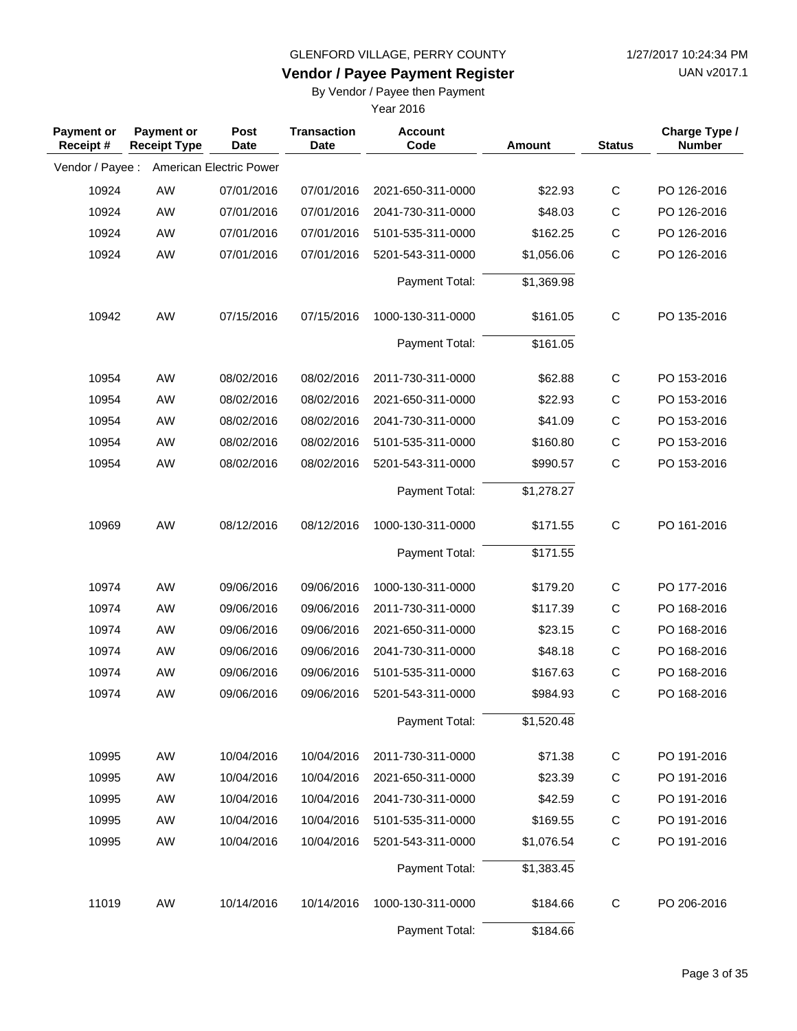GLENFORD VILLAGE, PERRY COUNTY

## Vendor / Payee Payment Register

By Vendor / Payee then Payment

Year 2016

| Payment or Receipt # | Payment or Receipt Type | Post Date | Transaction Date | Account Code | Amount | Status | Charge Type / Number |
|---|---|---|---|---|---|---|---|
| Vendor / Payee : | American Electric Power | | | | | | |
| 10924 | AW | 07/01/2016 | 07/01/2016 | 2021-650-311-0000 | $22.93 | C | PO 126-2016 |
| 10924 | AW | 07/01/2016 | 07/01/2016 | 2041-730-311-0000 | $48.03 | C | PO 126-2016 |
| 10924 | AW | 07/01/2016 | 07/01/2016 | 5101-535-311-0000 | $162.25 | C | PO 126-2016 |
| 10924 | AW | 07/01/2016 | 07/01/2016 | 5201-543-311-0000 | $1,056.06 | C | PO 126-2016 |
| | | | | Payment Total: | $1,369.98 | | |
| 10942 | AW | 07/15/2016 | 07/15/2016 | 1000-130-311-0000 | $161.05 | C | PO 135-2016 |
| | | | | Payment Total: | $161.05 | | |
| 10954 | AW | 08/02/2016 | 08/02/2016 | 2011-730-311-0000 | $62.88 | C | PO 153-2016 |
| 10954 | AW | 08/02/2016 | 08/02/2016 | 2021-650-311-0000 | $22.93 | C | PO 153-2016 |
| 10954 | AW | 08/02/2016 | 08/02/2016 | 2041-730-311-0000 | $41.09 | C | PO 153-2016 |
| 10954 | AW | 08/02/2016 | 08/02/2016 | 5101-535-311-0000 | $160.80 | C | PO 153-2016 |
| 10954 | AW | 08/02/2016 | 08/02/2016 | 5201-543-311-0000 | $990.57 | C | PO 153-2016 |
| | | | | Payment Total: | $1,278.27 | | |
| 10969 | AW | 08/12/2016 | 08/12/2016 | 1000-130-311-0000 | $171.55 | C | PO 161-2016 |
| | | | | Payment Total: | $171.55 | | |
| 10974 | AW | 09/06/2016 | 09/06/2016 | 1000-130-311-0000 | $179.20 | C | PO 177-2016 |
| 10974 | AW | 09/06/2016 | 09/06/2016 | 2011-730-311-0000 | $117.39 | C | PO 168-2016 |
| 10974 | AW | 09/06/2016 | 09/06/2016 | 2021-650-311-0000 | $23.15 | C | PO 168-2016 |
| 10974 | AW | 09/06/2016 | 09/06/2016 | 2041-730-311-0000 | $48.18 | C | PO 168-2016 |
| 10974 | AW | 09/06/2016 | 09/06/2016 | 5101-535-311-0000 | $167.63 | C | PO 168-2016 |
| 10974 | AW | 09/06/2016 | 09/06/2016 | 5201-543-311-0000 | $984.93 | C | PO 168-2016 |
| | | | | Payment Total: | $1,520.48 | | |
| 10995 | AW | 10/04/2016 | 10/04/2016 | 2011-730-311-0000 | $71.38 | C | PO 191-2016 |
| 10995 | AW | 10/04/2016 | 10/04/2016 | 2021-650-311-0000 | $23.39 | C | PO 191-2016 |
| 10995 | AW | 10/04/2016 | 10/04/2016 | 2041-730-311-0000 | $42.59 | C | PO 191-2016 |
| 10995 | AW | 10/04/2016 | 10/04/2016 | 5101-535-311-0000 | $169.55 | C | PO 191-2016 |
| 10995 | AW | 10/04/2016 | 10/04/2016 | 5201-543-311-0000 | $1,076.54 | C | PO 191-2016 |
| | | | | Payment Total: | $1,383.45 | | |
| 11019 | AW | 10/14/2016 | 10/14/2016 | 1000-130-311-0000 | $184.66 | C | PO 206-2016 |
| | | | | Payment Total: | $184.66 | | |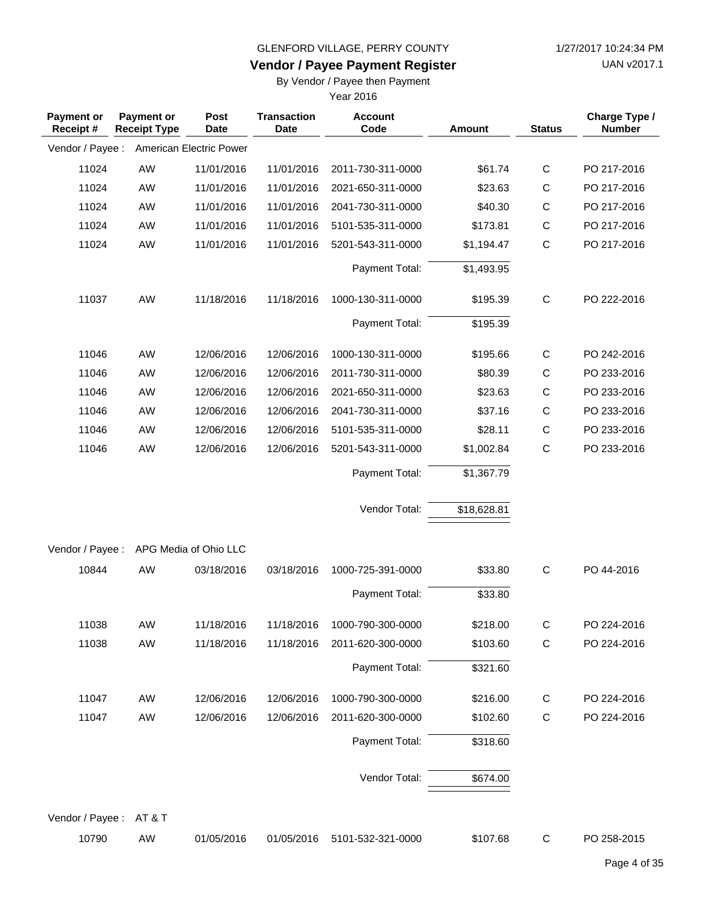GLENFORD VILLAGE, PERRY COUNTY

1/27/2017 10:24:34 PM

UAN v2017.1

# Vendor / Payee Payment Register

By Vendor / Payee then Payment

Year 2016

| Payment or Receipt # | Payment or Receipt Type | Post Date | Transaction Date | Account Code | Amount | Status | Charge Type / Number |
|---|---|---|---|---|---|---|---|
| Vendor / Payee : | American Electric Power | | | | | | |
| 11024 | AW | 11/01/2016 | 11/01/2016 | 2011-730-311-0000 | $61.74 | C | PO 217-2016 |
| 11024 | AW | 11/01/2016 | 11/01/2016 | 2021-650-311-0000 | $23.63 | C | PO 217-2016 |
| 11024 | AW | 11/01/2016 | 11/01/2016 | 2041-730-311-0000 | $40.30 | C | PO 217-2016 |
| 11024 | AW | 11/01/2016 | 11/01/2016 | 5101-535-311-0000 | $173.81 | C | PO 217-2016 |
| 11024 | AW | 11/01/2016 | 11/01/2016 | 5201-543-311-0000 | $1,194.47 | C | PO 217-2016 |
| | | | | Payment Total: | $1,493.95 | | |
| 11037 | AW | 11/18/2016 | 11/18/2016 | 1000-130-311-0000 | $195.39 | C | PO 222-2016 |
| | | | | Payment Total: | $195.39 | | |
| 11046 | AW | 12/06/2016 | 12/06/2016 | 1000-130-311-0000 | $195.66 | C | PO 242-2016 |
| 11046 | AW | 12/06/2016 | 12/06/2016 | 2011-730-311-0000 | $80.39 | C | PO 233-2016 |
| 11046 | AW | 12/06/2016 | 12/06/2016 | 2021-650-311-0000 | $23.63 | C | PO 233-2016 |
| 11046 | AW | 12/06/2016 | 12/06/2016 | 2041-730-311-0000 | $37.16 | C | PO 233-2016 |
| 11046 | AW | 12/06/2016 | 12/06/2016 | 5101-535-311-0000 | $28.11 | C | PO 233-2016 |
| 11046 | AW | 12/06/2016 | 12/06/2016 | 5201-543-311-0000 | $1,002.84 | C | PO 233-2016 |
| | | | | Payment Total: | $1,367.79 | | |
| | | | | Vendor Total: | $18,628.81 | | |
| Vendor / Payee : | APG Media of Ohio LLC | | | | | | |
| 10844 | AW | 03/18/2016 | 03/18/2016 | 1000-725-391-0000 | $33.80 | C | PO 44-2016 |
| | | | | Payment Total: | $33.80 | | |
| 11038 | AW | 11/18/2016 | 11/18/2016 | 1000-790-300-0000 | $218.00 | C | PO 224-2016 |
| 11038 | AW | 11/18/2016 | 11/18/2016 | 2011-620-300-0000 | $103.60 | C | PO 224-2016 |
| | | | | Payment Total: | $321.60 | | |
| 11047 | AW | 12/06/2016 | 12/06/2016 | 1000-790-300-0000 | $216.00 | C | PO 224-2016 |
| 11047 | AW | 12/06/2016 | 12/06/2016 | 2011-620-300-0000 | $102.60 | C | PO 224-2016 |
| | | | | Payment Total: | $318.60 | | |
| | | | | Vendor Total: | $674.00 | | |
| Vendor / Payee : | AT & T | | | | | | |
| 10790 | AW | 01/05/2016 | 01/05/2016 | 5101-532-321-0000 | $107.68 | C | PO 258-2015 |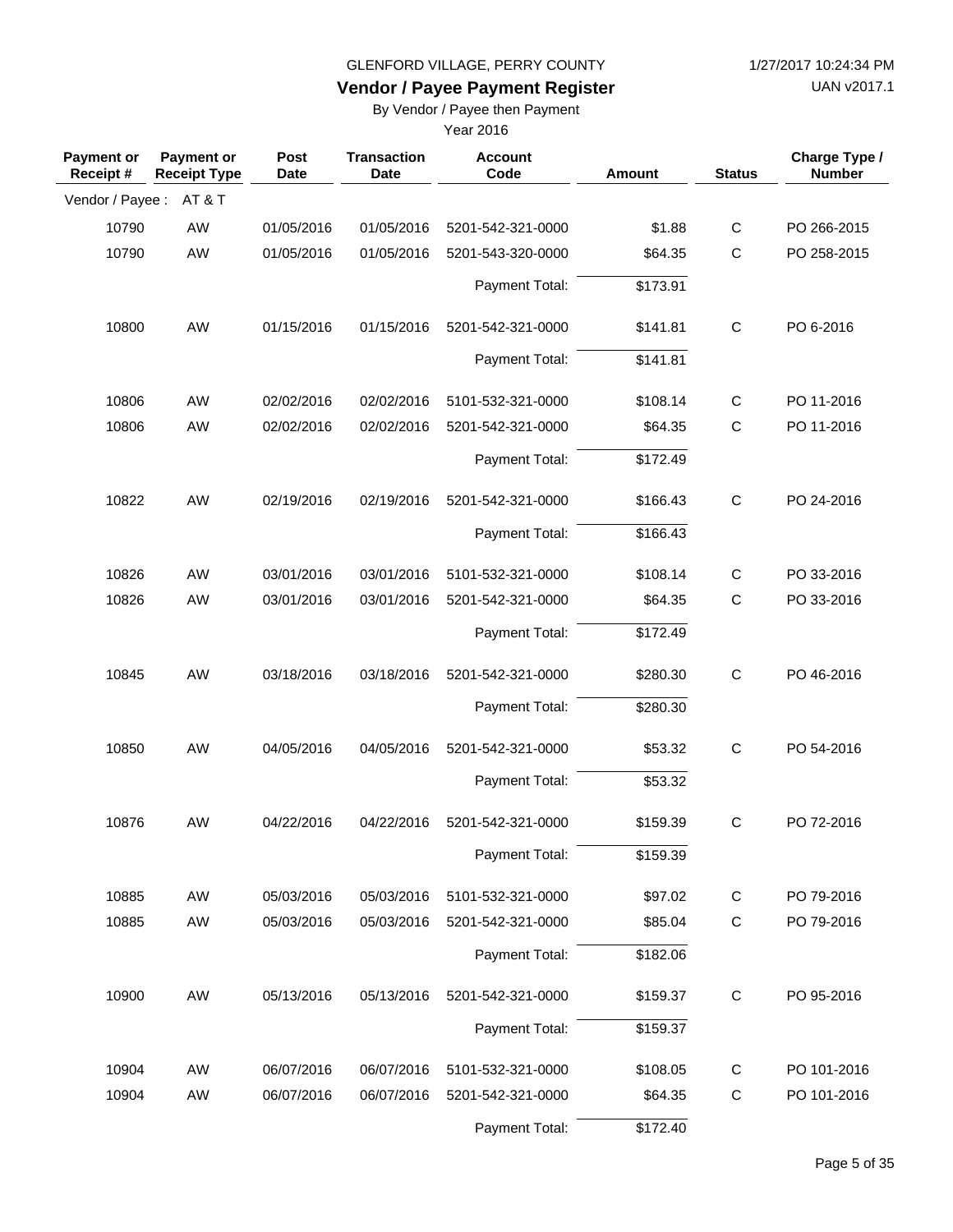GLENFORD VILLAGE, PERRY COUNTY

1/27/2017 10:24:34 PM

## Vendor / Payee Payment Register

UAN v2017.1

By Vendor / Payee then Payment

Year 2016

| Payment or Receipt # | Payment or Receipt Type | Post Date | Transaction Date | Account Code | Amount | Status | Charge Type / Number |
|---|---|---|---|---|---|---|---|
| Vendor / Payee : | AT & T | | | | | | |
| 10790 | AW | 01/05/2016 | 01/05/2016 | 5201-542-321-0000 | $1.88 | C | PO 266-2015 |
| 10790 | AW | 01/05/2016 | 01/05/2016 | 5201-543-320-0000 | $64.35 | C | PO 258-2015 |
| | | | | Payment Total: | $173.91 | | |
| 10800 | AW | 01/15/2016 | 01/15/2016 | 5201-542-321-0000 | $141.81 | C | PO 6-2016 |
| | | | | Payment Total: | $141.81 | | |
| 10806 | AW | 02/02/2016 | 02/02/2016 | 5101-532-321-0000 | $108.14 | C | PO 11-2016 |
| 10806 | AW | 02/02/2016 | 02/02/2016 | 5201-542-321-0000 | $64.35 | C | PO 11-2016 |
| | | | | Payment Total: | $172.49 | | |
| 10822 | AW | 02/19/2016 | 02/19/2016 | 5201-542-321-0000 | $166.43 | C | PO 24-2016 |
| | | | | Payment Total: | $166.43 | | |
| 10826 | AW | 03/01/2016 | 03/01/2016 | 5101-532-321-0000 | $108.14 | C | PO 33-2016 |
| 10826 | AW | 03/01/2016 | 03/01/2016 | 5201-542-321-0000 | $64.35 | C | PO 33-2016 |
| | | | | Payment Total: | $172.49 | | |
| 10845 | AW | 03/18/2016 | 03/18/2016 | 5201-542-321-0000 | $280.30 | C | PO 46-2016 |
| | | | | Payment Total: | $280.30 | | |
| 10850 | AW | 04/05/2016 | 04/05/2016 | 5201-542-321-0000 | $53.32 | C | PO 54-2016 |
| | | | | Payment Total: | $53.32 | | |
| 10876 | AW | 04/22/2016 | 04/22/2016 | 5201-542-321-0000 | $159.39 | C | PO 72-2016 |
| | | | | Payment Total: | $159.39 | | |
| 10885 | AW | 05/03/2016 | 05/03/2016 | 5101-532-321-0000 | $97.02 | C | PO 79-2016 |
| 10885 | AW | 05/03/2016 | 05/03/2016 | 5201-542-321-0000 | $85.04 | C | PO 79-2016 |
| | | | | Payment Total: | $182.06 | | |
| 10900 | AW | 05/13/2016 | 05/13/2016 | 5201-542-321-0000 | $159.37 | C | PO 95-2016 |
| | | | | Payment Total: | $159.37 | | |
| 10904 | AW | 06/07/2016 | 06/07/2016 | 5101-532-321-0000 | $108.05 | C | PO 101-2016 |
| 10904 | AW | 06/07/2016 | 06/07/2016 | 5201-542-321-0000 | $64.35 | C | PO 101-2016 |
| | | | | Payment Total: | $172.40 | | |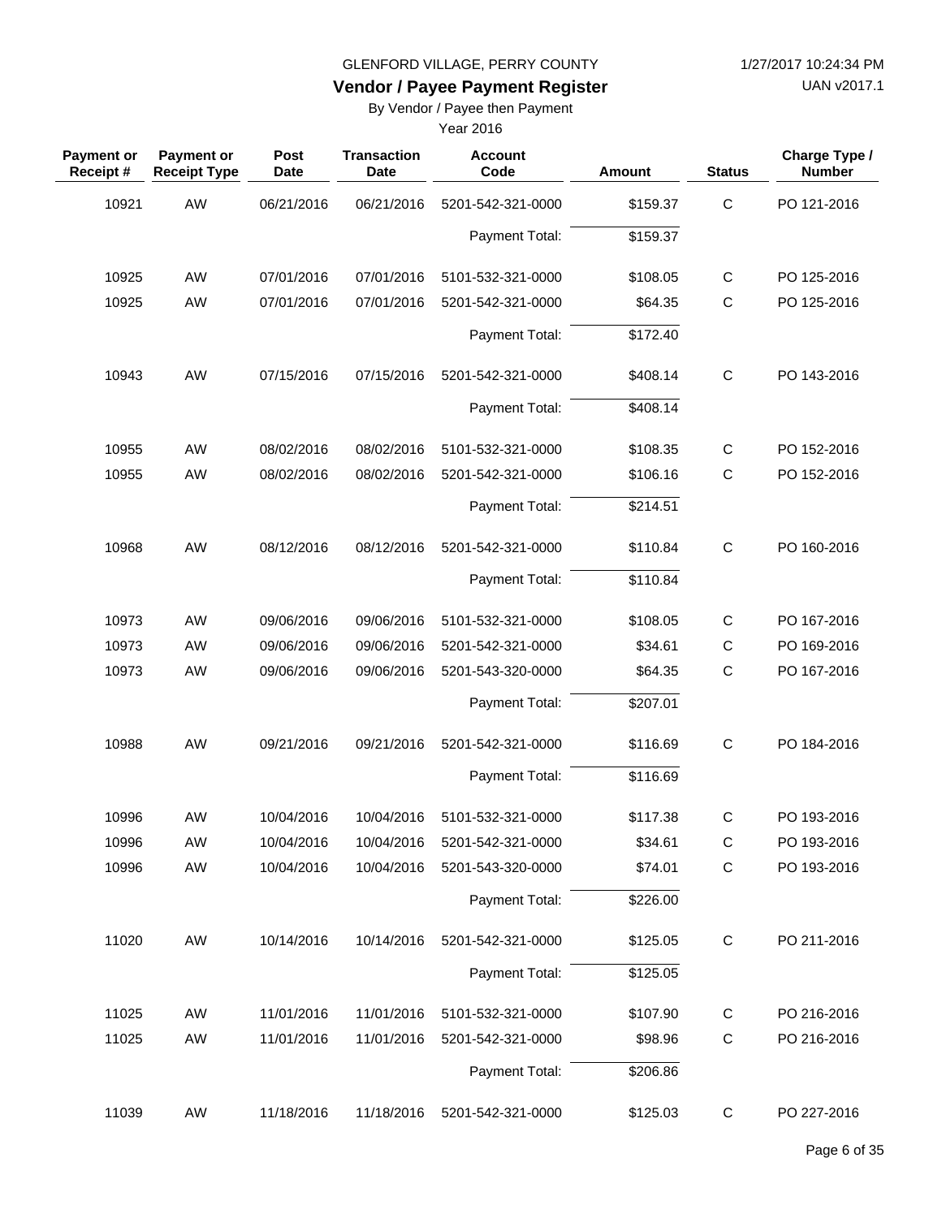GLENFORD VILLAGE, PERRY COUNTY

## Vendor / Payee Payment Register

By Vendor / Payee then Payment

Year 2016

| Payment or Receipt # | Payment or Receipt Type | Post Date | Transaction Date | Account Code | Amount | Status | Charge Type / Number |
|---|---|---|---|---|---|---|---|
| 10921 | AW | 06/21/2016 | 06/21/2016 | 5201-542-321-0000 | $159.37 | C | PO 121-2016 |
| | | | | Payment Total: | $159.37 | | |
| 10925 | AW | 07/01/2016 | 07/01/2016 | 5101-532-321-0000 | $108.05 | C | PO 125-2016 |
| 10925 | AW | 07/01/2016 | 07/01/2016 | 5201-542-321-0000 | $64.35 | C | PO 125-2016 |
| | | | | Payment Total: | $172.40 | | |
| 10943 | AW | 07/15/2016 | 07/15/2016 | 5201-542-321-0000 | $408.14 | C | PO 143-2016 |
| | | | | Payment Total: | $408.14 | | |
| 10955 | AW | 08/02/2016 | 08/02/2016 | 5101-532-321-0000 | $108.35 | C | PO 152-2016 |
| 10955 | AW | 08/02/2016 | 08/02/2016 | 5201-542-321-0000 | $106.16 | C | PO 152-2016 |
| | | | | Payment Total: | $214.51 | | |
| 10968 | AW | 08/12/2016 | 08/12/2016 | 5201-542-321-0000 | $110.84 | C | PO 160-2016 |
| | | | | Payment Total: | $110.84 | | |
| 10973 | AW | 09/06/2016 | 09/06/2016 | 5101-532-321-0000 | $108.05 | C | PO 167-2016 |
| 10973 | AW | 09/06/2016 | 09/06/2016 | 5201-542-321-0000 | $34.61 | C | PO 169-2016 |
| 10973 | AW | 09/06/2016 | 09/06/2016 | 5201-543-320-0000 | $64.35 | C | PO 167-2016 |
| | | | | Payment Total: | $207.01 | | |
| 10988 | AW | 09/21/2016 | 09/21/2016 | 5201-542-321-0000 | $116.69 | C | PO 184-2016 |
| | | | | Payment Total: | $116.69 | | |
| 10996 | AW | 10/04/2016 | 10/04/2016 | 5101-532-321-0000 | $117.38 | C | PO 193-2016 |
| 10996 | AW | 10/04/2016 | 10/04/2016 | 5201-542-321-0000 | $34.61 | C | PO 193-2016 |
| 10996 | AW | 10/04/2016 | 10/04/2016 | 5201-543-320-0000 | $74.01 | C | PO 193-2016 |
| | | | | Payment Total: | $226.00 | | |
| 11020 | AW | 10/14/2016 | 10/14/2016 | 5201-542-321-0000 | $125.05 | C | PO 211-2016 |
| | | | | Payment Total: | $125.05 | | |
| 11025 | AW | 11/01/2016 | 11/01/2016 | 5101-532-321-0000 | $107.90 | C | PO 216-2016 |
| 11025 | AW | 11/01/2016 | 11/01/2016 | 5201-542-321-0000 | $98.96 | C | PO 216-2016 |
| | | | | Payment Total: | $206.86 | | |
| 11039 | AW | 11/18/2016 | 11/18/2016 | 5201-542-321-0000 | $125.03 | C | PO 227-2016 |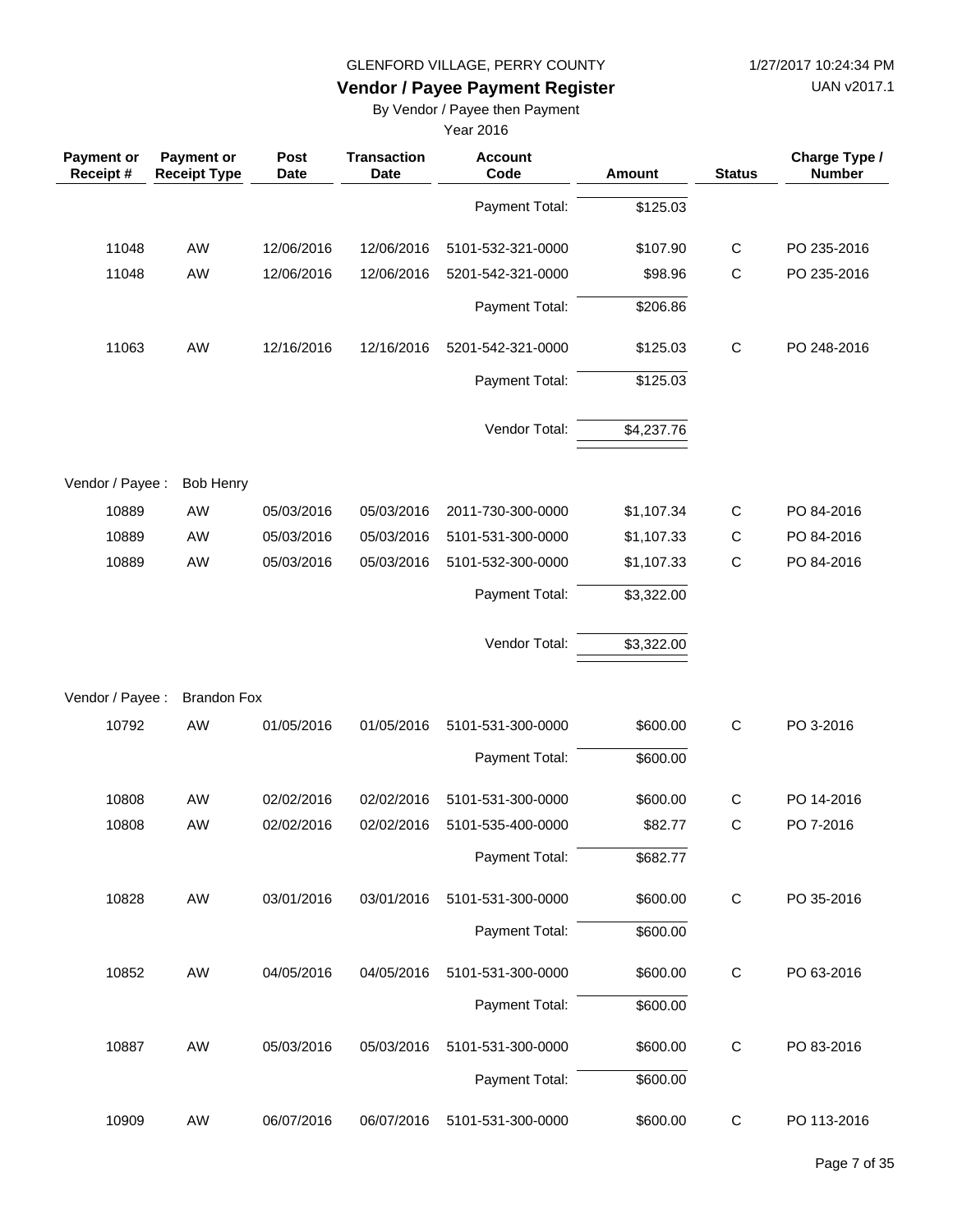GLENFORD VILLAGE, PERRY COUNTY

# Vendor / Payee Payment Register

By Vendor / Payee then Payment

Year 2016

| Payment or Receipt # | Payment or Receipt Type | Post Date | Transaction Date | Account Code | Amount | Status | Charge Type / Number |
|---|---|---|---|---|---|---|---|
| | | | | Payment Total: | $125.03 | | |
| 11048 | AW | 12/06/2016 | 12/06/2016 | 5101-532-321-0000 | $107.90 | C | PO 235-2016 |
| 11048 | AW | 12/06/2016 | 12/06/2016 | 5201-542-321-0000 | $98.96 | C | PO 235-2016 |
| | | | | Payment Total: | $206.86 | | |
| 11063 | AW | 12/16/2016 | 12/16/2016 | 5201-542-321-0000 | $125.03 | C | PO 248-2016 |
| | | | | Payment Total: | $125.03 | | |
| | | | | Vendor Total: | $4,237.76 | | |
| Vendor / Payee : | Bob Henry | | | | | | |
| 10889 | AW | 05/03/2016 | 05/03/2016 | 2011-730-300-0000 | $1,107.34 | C | PO 84-2016 |
| 10889 | AW | 05/03/2016 | 05/03/2016 | 5101-531-300-0000 | $1,107.33 | C | PO 84-2016 |
| 10889 | AW | 05/03/2016 | 05/03/2016 | 5101-532-300-0000 | $1,107.33 | C | PO 84-2016 |
| | | | | Payment Total: | $3,322.00 | | |
| | | | | Vendor Total: | $3,322.00 | | |
| Vendor / Payee : | Brandon Fox | | | | | | |
| 10792 | AW | 01/05/2016 | 01/05/2016 | 5101-531-300-0000 | $600.00 | C | PO 3-2016 |
| | | | | Payment Total: | $600.00 | | |
| 10808 | AW | 02/02/2016 | 02/02/2016 | 5101-531-300-0000 | $600.00 | C | PO 14-2016 |
| 10808 | AW | 02/02/2016 | 02/02/2016 | 5101-535-400-0000 | $82.77 | C | PO 7-2016 |
| | | | | Payment Total: | $682.77 | | |
| 10828 | AW | 03/01/2016 | 03/01/2016 | 5101-531-300-0000 | $600.00 | C | PO 35-2016 |
| | | | | Payment Total: | $600.00 | | |
| 10852 | AW | 04/05/2016 | 04/05/2016 | 5101-531-300-0000 | $600.00 | C | PO 63-2016 |
| | | | | Payment Total: | $600.00 | | |
| 10887 | AW | 05/03/2016 | 05/03/2016 | 5101-531-300-0000 | $600.00 | C | PO 83-2016 |
| | | | | Payment Total: | $600.00 | | |
| 10909 | AW | 06/07/2016 | 06/07/2016 | 5101-531-300-0000 | $600.00 | C | PO 113-2016 |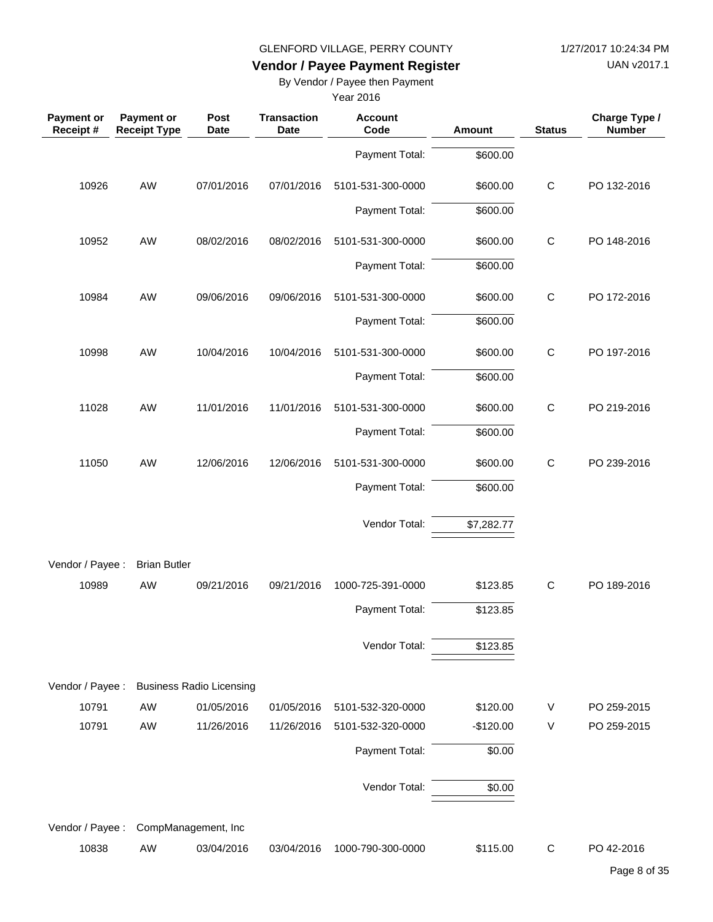GLENFORD VILLAGE, PERRY COUNTY

**Vendor / Payee Payment Register**

By Vendor / Payee then Payment

Year 2016

| Payment or Receipt # | Payment or Receipt Type | Post Date | Transaction Date | Account Code | Amount | Status | Charge Type / Number |
|---|---|---|---|---|---|---|---|
| | | | | Payment Total: | $600.00 | | |
| 10926 | AW | 07/01/2016 | 07/01/2016 | 5101-531-300-0000 | $600.00 | C | PO 132-2016 |
| | | | | Payment Total: | $600.00 | | |
| 10952 | AW | 08/02/2016 | 08/02/2016 | 5101-531-300-0000 | $600.00 | C | PO 148-2016 |
| | | | | Payment Total: | $600.00 | | |
| 10984 | AW | 09/06/2016 | 09/06/2016 | 5101-531-300-0000 | $600.00 | C | PO 172-2016 |
| | | | | Payment Total: | $600.00 | | |
| 10998 | AW | 10/04/2016 | 10/04/2016 | 5101-531-300-0000 | $600.00 | C | PO 197-2016 |
| | | | | Payment Total: | $600.00 | | |
| 11028 | AW | 11/01/2016 | 11/01/2016 | 5101-531-300-0000 | $600.00 | C | PO 219-2016 |
| | | | | Payment Total: | $600.00 | | |
| 11050 | AW | 12/06/2016 | 12/06/2016 | 5101-531-300-0000 | $600.00 | C | PO 239-2016 |
| | | | | Payment Total: | $600.00 | | |
| | | | | Vendor Total: | $7,282.77 | | |
| Vendor / Payee : | Brian Butler | | | | | | |
| 10989 | AW | 09/21/2016 | 09/21/2016 | 1000-725-391-0000 | $123.85 | C | PO 189-2016 |
| | | | | Payment Total: | $123.85 | | |
| | | | | Vendor Total: | $123.85 | | |
| Vendor / Payee : | Business Radio Licensing | | | | | | |
| 10791 | AW | 01/05/2016 | 01/05/2016 | 5101-532-320-0000 | $120.00 | V | PO 259-2015 |
| 10791 | AW | 11/26/2016 | 11/26/2016 | 5101-532-320-0000 | -$120.00 | V | PO 259-2015 |
| | | | | Payment Total: | $0.00 | | |
| | | | | Vendor Total: | $0.00 | | |
| Vendor / Payee : | CompManagement, Inc | | | | | | |
| 10838 | AW | 03/04/2016 | 03/04/2016 | 1000-790-300-0000 | $115.00 | C | PO 42-2016 |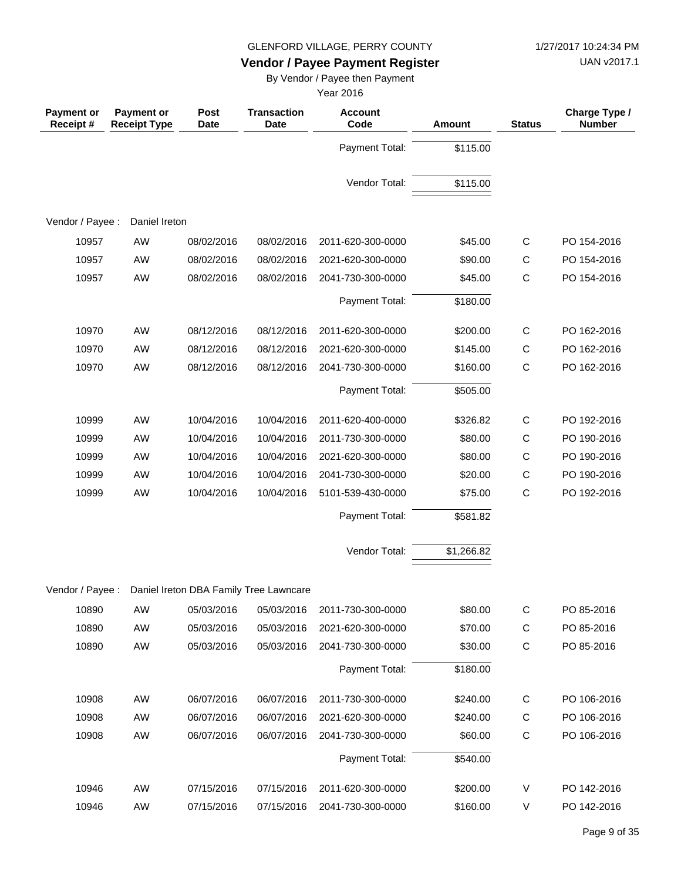GLENFORD VILLAGE, PERRY COUNTY

# Vendor / Payee Payment Register

By Vendor / Payee then Payment

Year 2016

| Payment or Receipt # | Payment or Receipt Type | Post Date | Transaction Date | Account Code | Amount | Status | Charge Type / Number |
|---|---|---|---|---|---|---|---|
| | | | | Payment Total: | $115.00 | | |
| | | | | Vendor Total: | $115.00 | | |
| Vendor / Payee : | Daniel Ireton | | | | | | |
| 10957 | AW | 08/02/2016 | 08/02/2016 | 2011-620-300-0000 | $45.00 | C | PO 154-2016 |
| 10957 | AW | 08/02/2016 | 08/02/2016 | 2021-620-300-0000 | $90.00 | C | PO 154-2016 |
| 10957 | AW | 08/02/2016 | 08/02/2016 | 2041-730-300-0000 | $45.00 | C | PO 154-2016 |
| | | | | Payment Total: | $180.00 | | |
| 10970 | AW | 08/12/2016 | 08/12/2016 | 2011-620-300-0000 | $200.00 | C | PO 162-2016 |
| 10970 | AW | 08/12/2016 | 08/12/2016 | 2021-620-300-0000 | $145.00 | C | PO 162-2016 |
| 10970 | AW | 08/12/2016 | 08/12/2016 | 2041-730-300-0000 | $160.00 | C | PO 162-2016 |
| | | | | Payment Total: | $505.00 | | |
| 10999 | AW | 10/04/2016 | 10/04/2016 | 2011-620-400-0000 | $326.82 | C | PO 192-2016 |
| 10999 | AW | 10/04/2016 | 10/04/2016 | 2011-730-300-0000 | $80.00 | C | PO 190-2016 |
| 10999 | AW | 10/04/2016 | 10/04/2016 | 2021-620-300-0000 | $80.00 | C | PO 190-2016 |
| 10999 | AW | 10/04/2016 | 10/04/2016 | 2041-730-300-0000 | $20.00 | C | PO 190-2016 |
| 10999 | AW | 10/04/2016 | 10/04/2016 | 5101-539-430-0000 | $75.00 | C | PO 192-2016 |
| | | | | Payment Total: | $581.82 | | |
| | | | | Vendor Total: | $1,266.82 | | |
| Vendor / Payee : | Daniel Ireton DBA Family Tree Lawncare | | | | | | |
| 10890 | AW | 05/03/2016 | 05/03/2016 | 2011-730-300-0000 | $80.00 | C | PO 85-2016 |
| 10890 | AW | 05/03/2016 | 05/03/2016 | 2021-620-300-0000 | $70.00 | C | PO 85-2016 |
| 10890 | AW | 05/03/2016 | 05/03/2016 | 2041-730-300-0000 | $30.00 | C | PO 85-2016 |
| | | | | Payment Total: | $180.00 | | |
| 10908 | AW | 06/07/2016 | 06/07/2016 | 2011-730-300-0000 | $240.00 | C | PO 106-2016 |
| 10908 | AW | 06/07/2016 | 06/07/2016 | 2021-620-300-0000 | $240.00 | C | PO 106-2016 |
| 10908 | AW | 06/07/2016 | 06/07/2016 | 2041-730-300-0000 | $60.00 | C | PO 106-2016 |
| | | | | Payment Total: | $540.00 | | |
| 10946 | AW | 07/15/2016 | 07/15/2016 | 2011-620-300-0000 | $200.00 | V | PO 142-2016 |
| 10946 | AW | 07/15/2016 | 07/15/2016 | 2041-730-300-0000 | $160.00 | V | PO 142-2016 |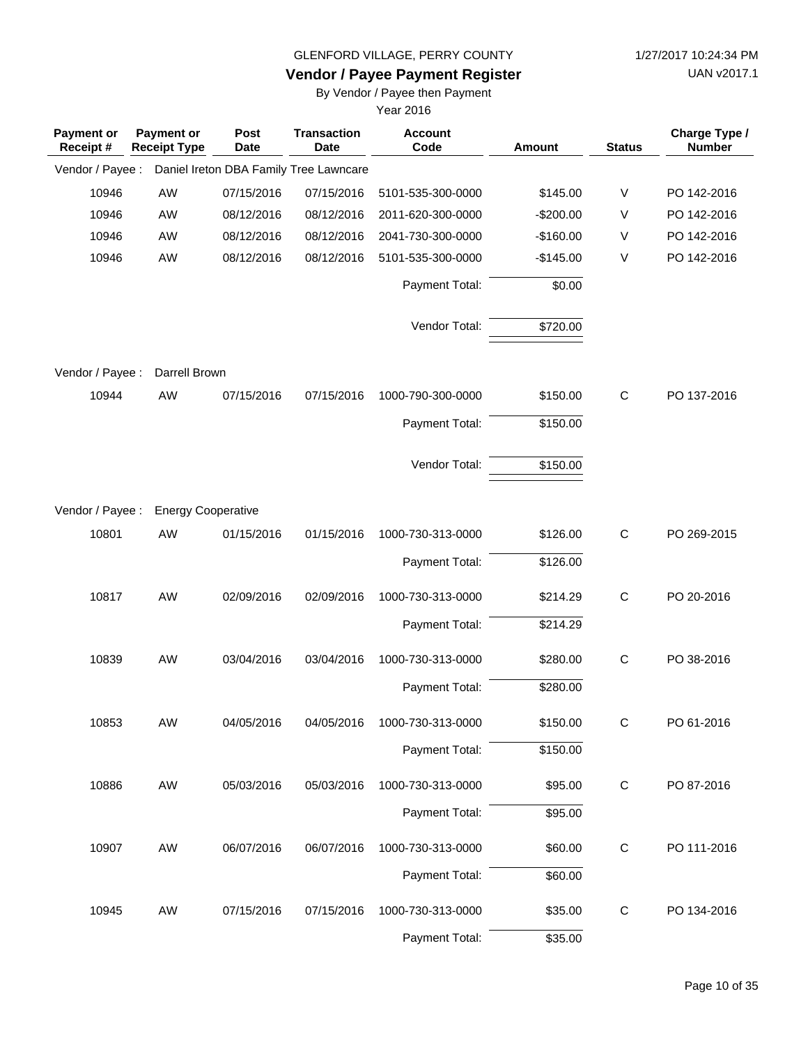GLENFORD VILLAGE, PERRY COUNTY

# Vendor / Payee Payment Register

By Vendor / Payee then Payment

Year 2016

| Payment or Receipt # | Payment or Receipt Type | Post Date | Transaction Date | Account Code | Amount | Status | Charge Type / Number |
|---|---|---|---|---|---|---|---|
| Vendor / Payee : | Daniel Ireton DBA Family Tree Lawncare | | | | | | |
| 10946 | AW | 07/15/2016 | 07/15/2016 | 5101-535-300-0000 | $145.00 | V | PO 142-2016 |
| 10946 | AW | 08/12/2016 | 08/12/2016 | 2011-620-300-0000 | -$200.00 | V | PO 142-2016 |
| 10946 | AW | 08/12/2016 | 08/12/2016 | 2041-730-300-0000 | -$160.00 | V | PO 142-2016 |
| 10946 | AW | 08/12/2016 | 08/12/2016 | 5101-535-300-0000 | -$145.00 | V | PO 142-2016 |
| | | | | Payment Total: | $0.00 | | |
| | | | | Vendor Total: | $720.00 | | |
| Vendor / Payee : | Darrell Brown | | | | | | |
| 10944 | AW | 07/15/2016 | 07/15/2016 | 1000-790-300-0000 | $150.00 | C | PO 137-2016 |
| | | | | Payment Total: | $150.00 | | |
| | | | | Vendor Total: | $150.00 | | |
| Vendor / Payee : | Energy Cooperative | | | | | | |
| 10801 | AW | 01/15/2016 | 01/15/2016 | 1000-730-313-0000 | $126.00 | C | PO 269-2015 |
| | | | | Payment Total: | $126.00 | | |
| 10817 | AW | 02/09/2016 | 02/09/2016 | 1000-730-313-0000 | $214.29 | C | PO 20-2016 |
| | | | | Payment Total: | $214.29 | | |
| 10839 | AW | 03/04/2016 | 03/04/2016 | 1000-730-313-0000 | $280.00 | C | PO 38-2016 |
| | | | | Payment Total: | $280.00 | | |
| 10853 | AW | 04/05/2016 | 04/05/2016 | 1000-730-313-0000 | $150.00 | C | PO 61-2016 |
| | | | | Payment Total: | $150.00 | | |
| 10886 | AW | 05/03/2016 | 05/03/2016 | 1000-730-313-0000 | $95.00 | C | PO 87-2016 |
| | | | | Payment Total: | $95.00 | | |
| 10907 | AW | 06/07/2016 | 06/07/2016 | 1000-730-313-0000 | $60.00 | C | PO 111-2016 |
| | | | | Payment Total: | $60.00 | | |
| 10945 | AW | 07/15/2016 | 07/15/2016 | 1000-730-313-0000 | $35.00 | C | PO 134-2016 |
| | | | | Payment Total: | $35.00 | | |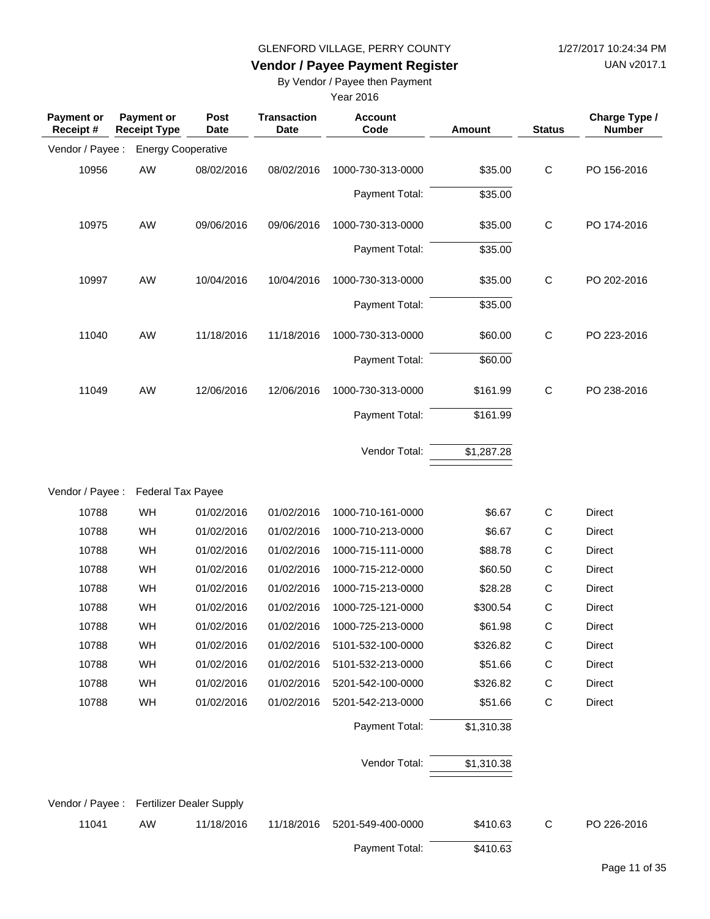GLENFORD VILLAGE, PERRY COUNTY

**Vendor / Payee Payment Register**

By Vendor / Payee then Payment

Year 2016

1/27/2017 10:24:34 PM

UAN v2017.1

| Payment or Receipt # | Payment or Receipt Type | Post Date | Transaction Date | Account Code | Amount | Status | Charge Type / Number |
|---|---|---|---|---|---|---|---|
| Vendor / Payee : | Energy Cooperative | | | | | | |
| 10956 | AW | 08/02/2016 | 08/02/2016 | 1000-730-313-0000 | $35.00 | C | PO 156-2016 |
| | | | | Payment Total: | $35.00 | | |
| 10975 | AW | 09/06/2016 | 09/06/2016 | 1000-730-313-0000 | $35.00 | C | PO 174-2016 |
| | | | | Payment Total: | $35.00 | | |
| 10997 | AW | 10/04/2016 | 10/04/2016 | 1000-730-313-0000 | $35.00 | C | PO 202-2016 |
| | | | | Payment Total: | $35.00 | | |
| 11040 | AW | 11/18/2016 | 11/18/2016 | 1000-730-313-0000 | $60.00 | C | PO 223-2016 |
| | | | | Payment Total: | $60.00 | | |
| 11049 | AW | 12/06/2016 | 12/06/2016 | 1000-730-313-0000 | $161.99 | C | PO 238-2016 |
| | | | | Payment Total: | $161.99 | | |
| | | | | Vendor Total: | $1,287.28 | | |
| Vendor / Payee : | Federal Tax Payee | | | | | | |
| 10788 | WH | 01/02/2016 | 01/02/2016 | 1000-710-161-0000 | $6.67 | C | Direct |
| 10788 | WH | 01/02/2016 | 01/02/2016 | 1000-710-213-0000 | $6.67 | C | Direct |
| 10788 | WH | 01/02/2016 | 01/02/2016 | 1000-715-111-0000 | $88.78 | C | Direct |
| 10788 | WH | 01/02/2016 | 01/02/2016 | 1000-715-212-0000 | $60.50 | C | Direct |
| 10788 | WH | 01/02/2016 | 01/02/2016 | 1000-715-213-0000 | $28.28 | C | Direct |
| 10788 | WH | 01/02/2016 | 01/02/2016 | 1000-725-121-0000 | $300.54 | C | Direct |
| 10788 | WH | 01/02/2016 | 01/02/2016 | 1000-725-213-0000 | $61.98 | C | Direct |
| 10788 | WH | 01/02/2016 | 01/02/2016 | 5101-532-100-0000 | $326.82 | C | Direct |
| 10788 | WH | 01/02/2016 | 01/02/2016 | 5101-532-213-0000 | $51.66 | C | Direct |
| 10788 | WH | 01/02/2016 | 01/02/2016 | 5201-542-100-0000 | $326.82 | C | Direct |
| 10788 | WH | 01/02/2016 | 01/02/2016 | 5201-542-213-0000 | $51.66 | C | Direct |
| | | | | Payment Total: | $1,310.38 | | |
| | | | | Vendor Total: | $1,310.38 | | |
| Vendor / Payee : | Fertilizer Dealer Supply | | | | | | |
| 11041 | AW | 11/18/2016 | 11/18/2016 | 5201-549-400-0000 | $410.63 | C | PO 226-2016 |
| | | | | Payment Total: | $410.63 | | |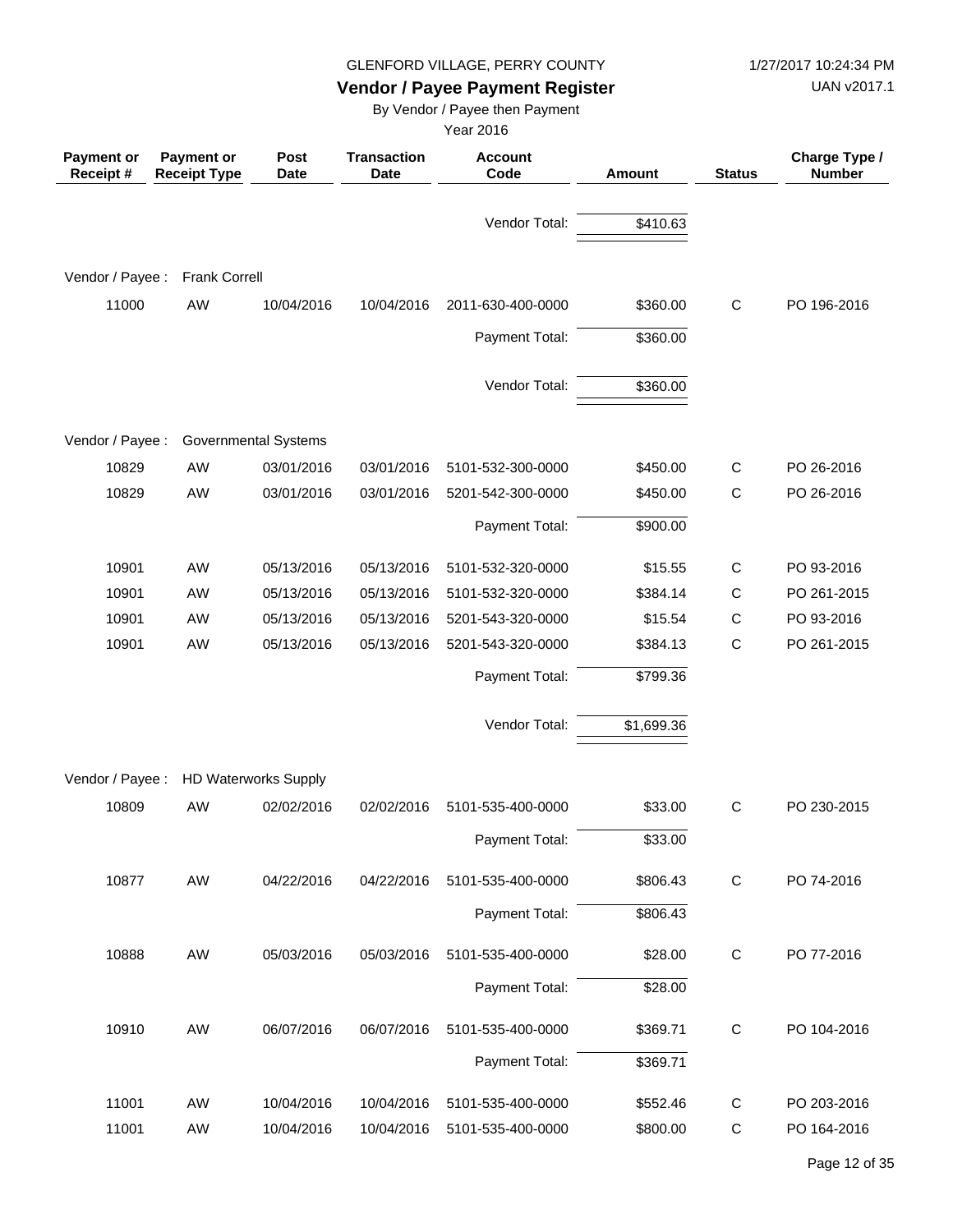GLENFORD VILLAGE, PERRY COUNTY

## Vendor / Payee Payment Register

By Vendor / Payee then Payment

Year 2016

| Payment or Receipt # | Payment or Receipt Type | Post Date | Transaction Date | Account Code | Amount | Status | Charge Type / Number |
|---|---|---|---|---|---|---|---|
| | | | | Vendor Total: | $410.63 | | |
| Vendor / Payee : | Frank Correll | | | | | | |
| 11000 | AW | 10/04/2016 | 10/04/2016 | 2011-630-400-0000 | $360.00 | C | PO 196-2016 |
| | | | | Payment Total: | $360.00 | | |
| | | | | Vendor Total: | $360.00 | | |
| Vendor / Payee : | Governmental Systems | | | | | | |
| 10829 | AW | 03/01/2016 | 03/01/2016 | 5101-532-300-0000 | $450.00 | C | PO 26-2016 |
| 10829 | AW | 03/01/2016 | 03/01/2016 | 5201-542-300-0000 | $450.00 | C | PO 26-2016 |
| | | | | Payment Total: | $900.00 | | |
| 10901 | AW | 05/13/2016 | 05/13/2016 | 5101-532-320-0000 | $15.55 | C | PO 93-2016 |
| 10901 | AW | 05/13/2016 | 05/13/2016 | 5101-532-320-0000 | $384.14 | C | PO 261-2015 |
| 10901 | AW | 05/13/2016 | 05/13/2016 | 5201-543-320-0000 | $15.54 | C | PO 93-2016 |
| 10901 | AW | 05/13/2016 | 05/13/2016 | 5201-543-320-0000 | $384.13 | C | PO 261-2015 |
| | | | | Payment Total: | $799.36 | | |
| | | | | Vendor Total: | $1,699.36 | | |
| Vendor / Payee : | HD Waterworks Supply | | | | | | |
| 10809 | AW | 02/02/2016 | 02/02/2016 | 5101-535-400-0000 | $33.00 | C | PO 230-2015 |
| | | | | Payment Total: | $33.00 | | |
| 10877 | AW | 04/22/2016 | 04/22/2016 | 5101-535-400-0000 | $806.43 | C | PO 74-2016 |
| | | | | Payment Total: | $806.43 | | |
| 10888 | AW | 05/03/2016 | 05/03/2016 | 5101-535-400-0000 | $28.00 | C | PO 77-2016 |
| | | | | Payment Total: | $28.00 | | |
| 10910 | AW | 06/07/2016 | 06/07/2016 | 5101-535-400-0000 | $369.71 | C | PO 104-2016 |
| | | | | Payment Total: | $369.71 | | |
| 11001 | AW | 10/04/2016 | 10/04/2016 | 5101-535-400-0000 | $552.46 | C | PO 203-2016 |
| 11001 | AW | 10/04/2016 | 10/04/2016 | 5101-535-400-0000 | $800.00 | C | PO 164-2016 |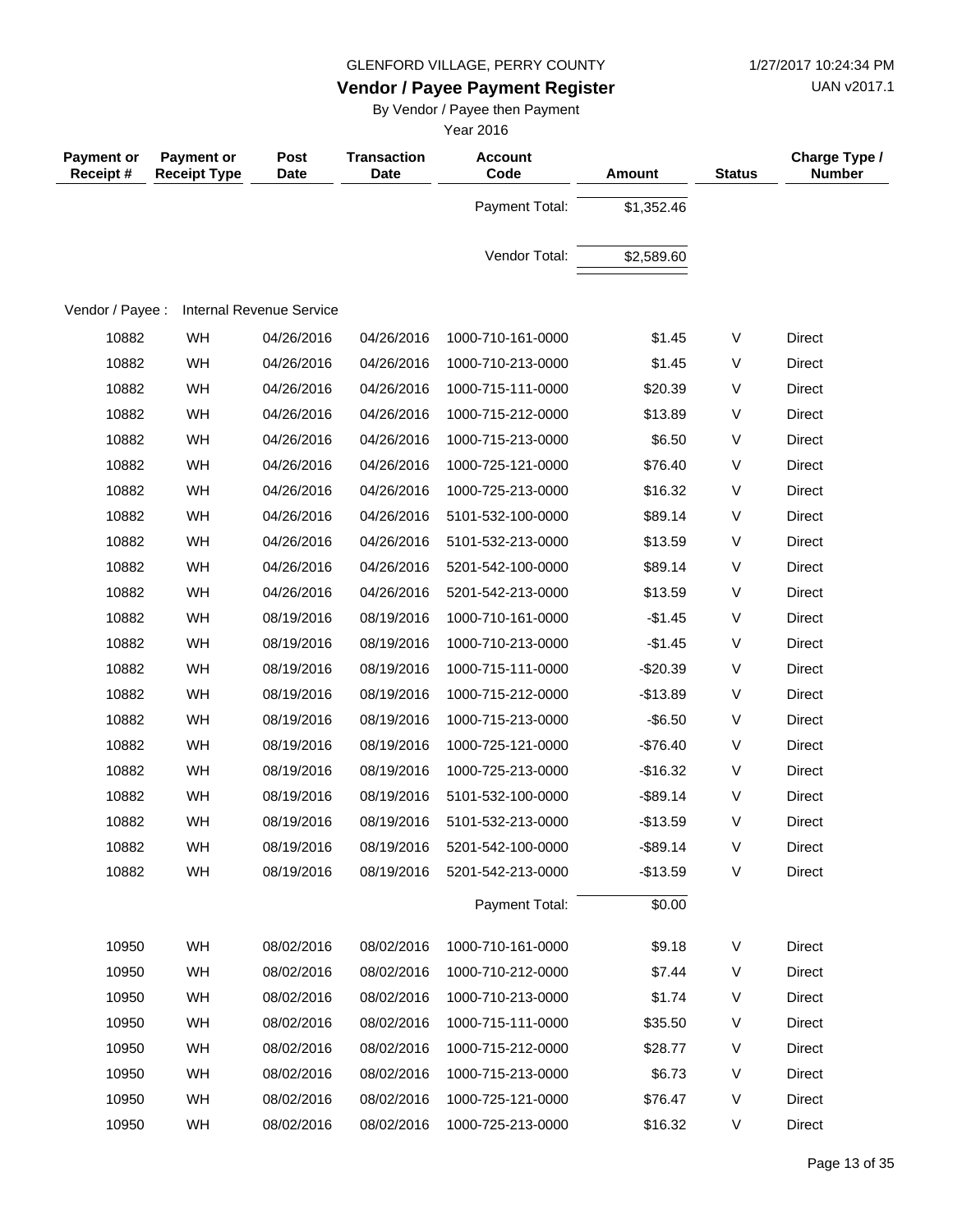GLENFORD VILLAGE, PERRY COUNTY

1/27/2017 10:24:34 PM

## Vendor / Payee Payment Register

UAN v2017.1

By Vendor / Payee then Payment

Year 2016

| Payment or Receipt # | Payment or Receipt Type | Post Date | Transaction Date | Account Code | Amount | Status | Charge Type / Number |
|---|---|---|---|---|---|---|---|
| | | | | Payment Total: | $1,352.46 | | |
| | | | | Vendor Total: | $2,589.60 | | |
| Vendor / Payee : | Internal Revenue Service | | | | | | |
| 10882 | WH | 04/26/2016 | 04/26/2016 | 1000-710-161-0000 | $1.45 | V | Direct |
| 10882 | WH | 04/26/2016 | 04/26/2016 | 1000-710-213-0000 | $1.45 | V | Direct |
| 10882 | WH | 04/26/2016 | 04/26/2016 | 1000-715-111-0000 | $20.39 | V | Direct |
| 10882 | WH | 04/26/2016 | 04/26/2016 | 1000-715-212-0000 | $13.89 | V | Direct |
| 10882 | WH | 04/26/2016 | 04/26/2016 | 1000-715-213-0000 | $6.50 | V | Direct |
| 10882 | WH | 04/26/2016 | 04/26/2016 | 1000-725-121-0000 | $76.40 | V | Direct |
| 10882 | WH | 04/26/2016 | 04/26/2016 | 1000-725-213-0000 | $16.32 | V | Direct |
| 10882 | WH | 04/26/2016 | 04/26/2016 | 5101-532-100-0000 | $89.14 | V | Direct |
| 10882 | WH | 04/26/2016 | 04/26/2016 | 5101-532-213-0000 | $13.59 | V | Direct |
| 10882 | WH | 04/26/2016 | 04/26/2016 | 5201-542-100-0000 | $89.14 | V | Direct |
| 10882 | WH | 04/26/2016 | 04/26/2016 | 5201-542-213-0000 | $13.59 | V | Direct |
| 10882 | WH | 08/19/2016 | 08/19/2016 | 1000-710-161-0000 | -$1.45 | V | Direct |
| 10882 | WH | 08/19/2016 | 08/19/2016 | 1000-710-213-0000 | -$1.45 | V | Direct |
| 10882 | WH | 08/19/2016 | 08/19/2016 | 1000-715-111-0000 | -$20.39 | V | Direct |
| 10882 | WH | 08/19/2016 | 08/19/2016 | 1000-715-212-0000 | -$13.89 | V | Direct |
| 10882 | WH | 08/19/2016 | 08/19/2016 | 1000-715-213-0000 | -$6.50 | V | Direct |
| 10882 | WH | 08/19/2016 | 08/19/2016 | 1000-725-121-0000 | -$76.40 | V | Direct |
| 10882 | WH | 08/19/2016 | 08/19/2016 | 1000-725-213-0000 | -$16.32 | V | Direct |
| 10882 | WH | 08/19/2016 | 08/19/2016 | 5101-532-100-0000 | -$89.14 | V | Direct |
| 10882 | WH | 08/19/2016 | 08/19/2016 | 5101-532-213-0000 | -$13.59 | V | Direct |
| 10882 | WH | 08/19/2016 | 08/19/2016 | 5201-542-100-0000 | -$89.14 | V | Direct |
| 10882 | WH | 08/19/2016 | 08/19/2016 | 5201-542-213-0000 | -$13.59 | V | Direct |
| | | | | Payment Total: | $0.00 | | |
| 10950 | WH | 08/02/2016 | 08/02/2016 | 1000-710-161-0000 | $9.18 | V | Direct |
| 10950 | WH | 08/02/2016 | 08/02/2016 | 1000-710-212-0000 | $7.44 | V | Direct |
| 10950 | WH | 08/02/2016 | 08/02/2016 | 1000-710-213-0000 | $1.74 | V | Direct |
| 10950 | WH | 08/02/2016 | 08/02/2016 | 1000-715-111-0000 | $35.50 | V | Direct |
| 10950 | WH | 08/02/2016 | 08/02/2016 | 1000-715-212-0000 | $28.77 | V | Direct |
| 10950 | WH | 08/02/2016 | 08/02/2016 | 1000-715-213-0000 | $6.73 | V | Direct |
| 10950 | WH | 08/02/2016 | 08/02/2016 | 1000-725-121-0000 | $76.47 | V | Direct |
| 10950 | WH | 08/02/2016 | 08/02/2016 | 1000-725-213-0000 | $16.32 | V | Direct |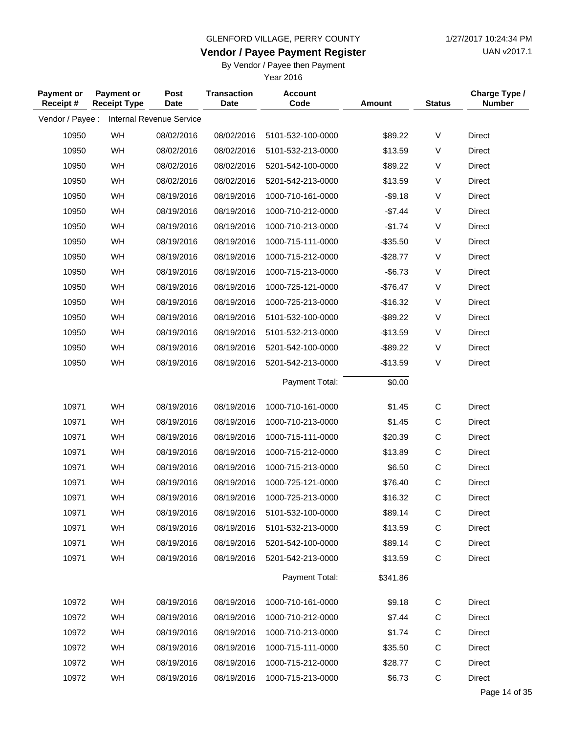GLENFORD VILLAGE, PERRY COUNTY

1/27/2017 10:24:34 PM

**Vendor / Payee Payment Register**

UAN v2017.1

By Vendor / Payee then Payment

Year 2016

| Payment or Receipt # | Payment or Receipt Type | Post Date | Transaction Date | Account Code | Amount | Status | Charge Type / Number |
|---|---|---|---|---|---|---|---|
| Vendor / Payee : | Internal Revenue Service | | | | | | |
| 10950 | WH | 08/02/2016 | 08/02/2016 | 5101-532-100-0000 | $89.22 | V | Direct |
| 10950 | WH | 08/02/2016 | 08/02/2016 | 5101-532-213-0000 | $13.59 | V | Direct |
| 10950 | WH | 08/02/2016 | 08/02/2016 | 5201-542-100-0000 | $89.22 | V | Direct |
| 10950 | WH | 08/02/2016 | 08/02/2016 | 5201-542-213-0000 | $13.59 | V | Direct |
| 10950 | WH | 08/19/2016 | 08/19/2016 | 1000-710-161-0000 | -$9.18 | V | Direct |
| 10950 | WH | 08/19/2016 | 08/19/2016 | 1000-710-212-0000 | -$7.44 | V | Direct |
| 10950 | WH | 08/19/2016 | 08/19/2016 | 1000-710-213-0000 | -$1.74 | V | Direct |
| 10950 | WH | 08/19/2016 | 08/19/2016 | 1000-715-111-0000 | -$35.50 | V | Direct |
| 10950 | WH | 08/19/2016 | 08/19/2016 | 1000-715-212-0000 | -$28.77 | V | Direct |
| 10950 | WH | 08/19/2016 | 08/19/2016 | 1000-715-213-0000 | -$6.73 | V | Direct |
| 10950 | WH | 08/19/2016 | 08/19/2016 | 1000-725-121-0000 | -$76.47 | V | Direct |
| 10950 | WH | 08/19/2016 | 08/19/2016 | 1000-725-213-0000 | -$16.32 | V | Direct |
| 10950 | WH | 08/19/2016 | 08/19/2016 | 5101-532-100-0000 | -$89.22 | V | Direct |
| 10950 | WH | 08/19/2016 | 08/19/2016 | 5101-532-213-0000 | -$13.59 | V | Direct |
| 10950 | WH | 08/19/2016 | 08/19/2016 | 5201-542-100-0000 | -$89.22 | V | Direct |
| 10950 | WH | 08/19/2016 | 08/19/2016 | 5201-542-213-0000 | -$13.59 | V | Direct |
| | | | | Payment Total: | $0.00 | | |
| 10971 | WH | 08/19/2016 | 08/19/2016 | 1000-710-161-0000 | $1.45 | C | Direct |
| 10971 | WH | 08/19/2016 | 08/19/2016 | 1000-710-213-0000 | $1.45 | C | Direct |
| 10971 | WH | 08/19/2016 | 08/19/2016 | 1000-715-111-0000 | $20.39 | C | Direct |
| 10971 | WH | 08/19/2016 | 08/19/2016 | 1000-715-212-0000 | $13.89 | C | Direct |
| 10971 | WH | 08/19/2016 | 08/19/2016 | 1000-715-213-0000 | $6.50 | C | Direct |
| 10971 | WH | 08/19/2016 | 08/19/2016 | 1000-725-121-0000 | $76.40 | C | Direct |
| 10971 | WH | 08/19/2016 | 08/19/2016 | 1000-725-213-0000 | $16.32 | C | Direct |
| 10971 | WH | 08/19/2016 | 08/19/2016 | 5101-532-100-0000 | $89.14 | C | Direct |
| 10971 | WH | 08/19/2016 | 08/19/2016 | 5101-532-213-0000 | $13.59 | C | Direct |
| 10971 | WH | 08/19/2016 | 08/19/2016 | 5201-542-100-0000 | $89.14 | C | Direct |
| 10971 | WH | 08/19/2016 | 08/19/2016 | 5201-542-213-0000 | $13.59 | C | Direct |
| | | | | Payment Total: | $341.86 | | |
| 10972 | WH | 08/19/2016 | 08/19/2016 | 1000-710-161-0000 | $9.18 | C | Direct |
| 10972 | WH | 08/19/2016 | 08/19/2016 | 1000-710-212-0000 | $7.44 | C | Direct |
| 10972 | WH | 08/19/2016 | 08/19/2016 | 1000-710-213-0000 | $1.74 | C | Direct |
| 10972 | WH | 08/19/2016 | 08/19/2016 | 1000-715-111-0000 | $35.50 | C | Direct |
| 10972 | WH | 08/19/2016 | 08/19/2016 | 1000-715-212-0000 | $28.77 | C | Direct |
| 10972 | WH | 08/19/2016 | 08/19/2016 | 1000-715-213-0000 | $6.73 | C | Direct |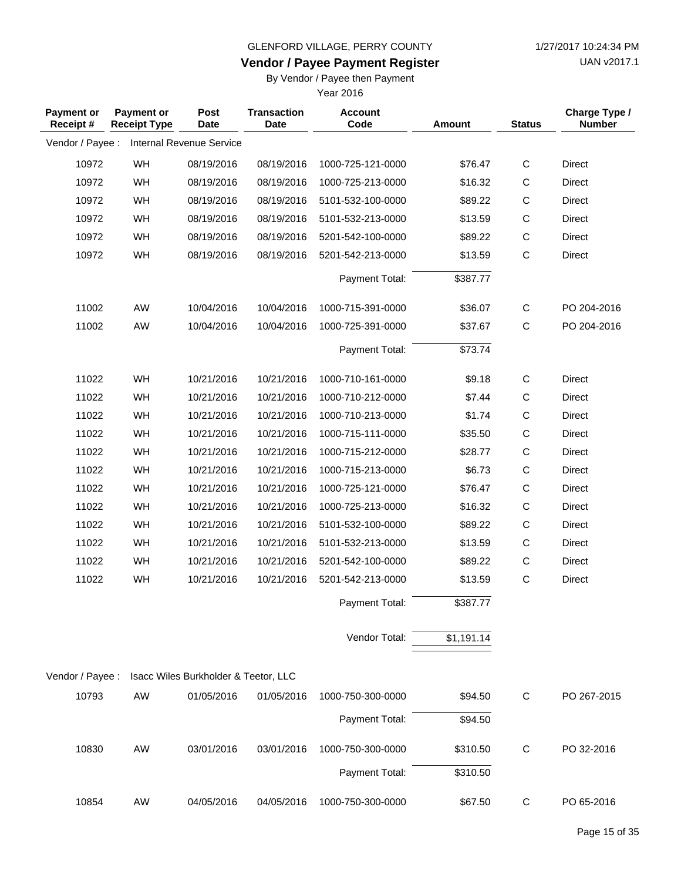GLENFORD VILLAGE, PERRY COUNTY

1/27/2017 10:24:34 PM

## Vendor / Payee Payment Register

UAN v2017.1

By Vendor / Payee then Payment

Year 2016

| Payment or Receipt # | Payment or Receipt Type | Post Date | Transaction Date | Account Code | Amount | Status | Charge Type / Number |
|---|---|---|---|---|---|---|---|
| Vendor / Payee : | Internal Revenue Service | | | | | | |
| 10972 | WH | 08/19/2016 | 08/19/2016 | 1000-725-121-0000 | $76.47 | C | Direct |
| 10972 | WH | 08/19/2016 | 08/19/2016 | 1000-725-213-0000 | $16.32 | C | Direct |
| 10972 | WH | 08/19/2016 | 08/19/2016 | 5101-532-100-0000 | $89.22 | C | Direct |
| 10972 | WH | 08/19/2016 | 08/19/2016 | 5101-532-213-0000 | $13.59 | C | Direct |
| 10972 | WH | 08/19/2016 | 08/19/2016 | 5201-542-100-0000 | $89.22 | C | Direct |
| 10972 | WH | 08/19/2016 | 08/19/2016 | 5201-542-213-0000 | $13.59 | C | Direct |
| | | | | Payment Total: | $387.77 | | |
| 11002 | AW | 10/04/2016 | 10/04/2016 | 1000-715-391-0000 | $36.07 | C | PO 204-2016 |
| 11002 | AW | 10/04/2016 | 10/04/2016 | 1000-725-391-0000 | $37.67 | C | PO 204-2016 |
| | | | | Payment Total: | $73.74 | | |
| 11022 | WH | 10/21/2016 | 10/21/2016 | 1000-710-161-0000 | $9.18 | C | Direct |
| 11022 | WH | 10/21/2016 | 10/21/2016 | 1000-710-212-0000 | $7.44 | C | Direct |
| 11022 | WH | 10/21/2016 | 10/21/2016 | 1000-710-213-0000 | $1.74 | C | Direct |
| 11022 | WH | 10/21/2016 | 10/21/2016 | 1000-715-111-0000 | $35.50 | C | Direct |
| 11022 | WH | 10/21/2016 | 10/21/2016 | 1000-715-212-0000 | $28.77 | C | Direct |
| 11022 | WH | 10/21/2016 | 10/21/2016 | 1000-715-213-0000 | $6.73 | C | Direct |
| 11022 | WH | 10/21/2016 | 10/21/2016 | 1000-725-121-0000 | $76.47 | C | Direct |
| 11022 | WH | 10/21/2016 | 10/21/2016 | 1000-725-213-0000 | $16.32 | C | Direct |
| 11022 | WH | 10/21/2016 | 10/21/2016 | 5101-532-100-0000 | $89.22 | C | Direct |
| 11022 | WH | 10/21/2016 | 10/21/2016 | 5101-532-213-0000 | $13.59 | C | Direct |
| 11022 | WH | 10/21/2016 | 10/21/2016 | 5201-542-100-0000 | $89.22 | C | Direct |
| 11022 | WH | 10/21/2016 | 10/21/2016 | 5201-542-213-0000 | $13.59 | C | Direct |
| | | | | Payment Total: | $387.77 | | |
| | | | | Vendor Total: | $1,191.14 | | |
| Vendor / Payee : | Isacc Wiles Burkholder & Teetor, LLC | | | | | | |
| 10793 | AW | 01/05/2016 | 01/05/2016 | 1000-750-300-0000 | $94.50 | C | PO 267-2015 |
| | | | | Payment Total: | $94.50 | | |
| 10830 | AW | 03/01/2016 | 03/01/2016 | 1000-750-300-0000 | $310.50 | C | PO 32-2016 |
| | | | | Payment Total: | $310.50 | | |
| 10854 | AW | 04/05/2016 | 04/05/2016 | 1000-750-300-0000 | $67.50 | C | PO 65-2016 |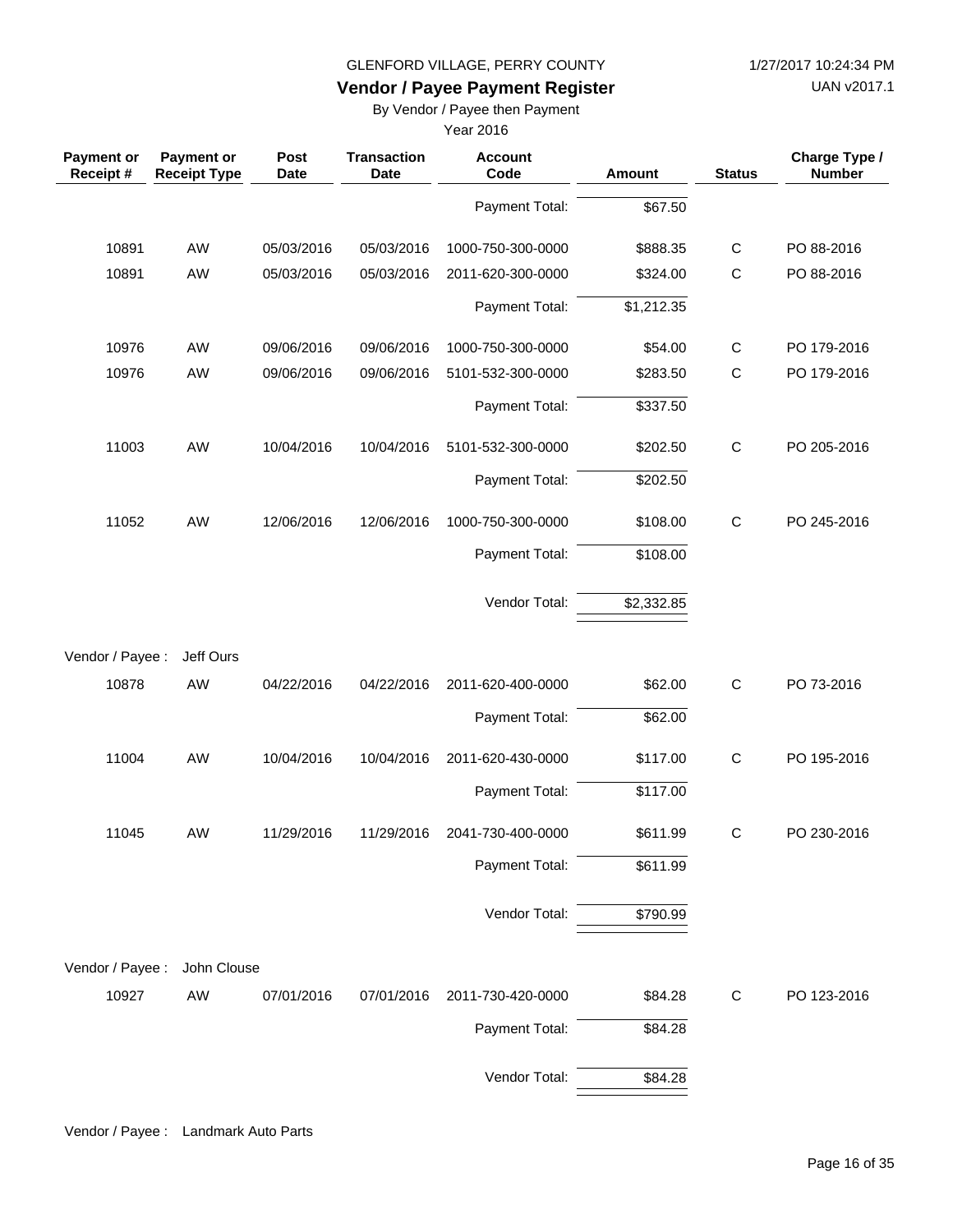GLENFORD VILLAGE, PERRY COUNTY

**Vendor / Payee Payment Register**

By Vendor / Payee then Payment

Year 2016

1/27/2017 10:24:34 PM

UAN v2017.1

| Payment or Receipt # | Payment or Receipt Type | Post Date | Transaction Date | Account Code | Amount | Status | Charge Type / Number |
|---|---|---|---|---|---|---|---|
| | | | | Payment Total: | $67.50 | | |
| 10891 | AW | 05/03/2016 | 05/03/2016 | 1000-750-300-0000 | $888.35 | C | PO 88-2016 |
| 10891 | AW | 05/03/2016 | 05/03/2016 | 2011-620-300-0000 | $324.00 | C | PO 88-2016 |
| | | | | Payment Total: | $1,212.35 | | |
| 10976 | AW | 09/06/2016 | 09/06/2016 | 1000-750-300-0000 | $54.00 | C | PO 179-2016 |
| 10976 | AW | 09/06/2016 | 09/06/2016 | 5101-532-300-0000 | $283.50 | C | PO 179-2016 |
| | | | | Payment Total: | $337.50 | | |
| 11003 | AW | 10/04/2016 | 10/04/2016 | 5101-532-300-0000 | $202.50 | C | PO 205-2016 |
| | | | | Payment Total: | $202.50 | | |
| 11052 | AW | 12/06/2016 | 12/06/2016 | 1000-750-300-0000 | $108.00 | C | PO 245-2016 |
| | | | | Payment Total: | $108.00 | | |
| | | | | Vendor Total: | $2,332.85 | | |
| Vendor / Payee : | Jeff Ours | | | | | | |
| 10878 | AW | 04/22/2016 | 04/22/2016 | 2011-620-400-0000 | $62.00 | C | PO 73-2016 |
| | | | | Payment Total: | $62.00 | | |
| 11004 | AW | 10/04/2016 | 10/04/2016 | 2011-620-430-0000 | $117.00 | C | PO 195-2016 |
| | | | | Payment Total: | $117.00 | | |
| 11045 | AW | 11/29/2016 | 11/29/2016 | 2041-730-400-0000 | $611.99 | C | PO 230-2016 |
| | | | | Payment Total: | $611.99 | | |
| | | | | Vendor Total: | $790.99 | | |
| Vendor / Payee : | John Clouse | | | | | | |
| 10927 | AW | 07/01/2016 | 07/01/2016 | 2011-730-420-0000 | $84.28 | C | PO 123-2016 |
| | | | | Payment Total: | $84.28 | | |
| | | | | Vendor Total: | $84.28 | | |
| Vendor / Payee : | Landmark Auto Parts | | | | | | |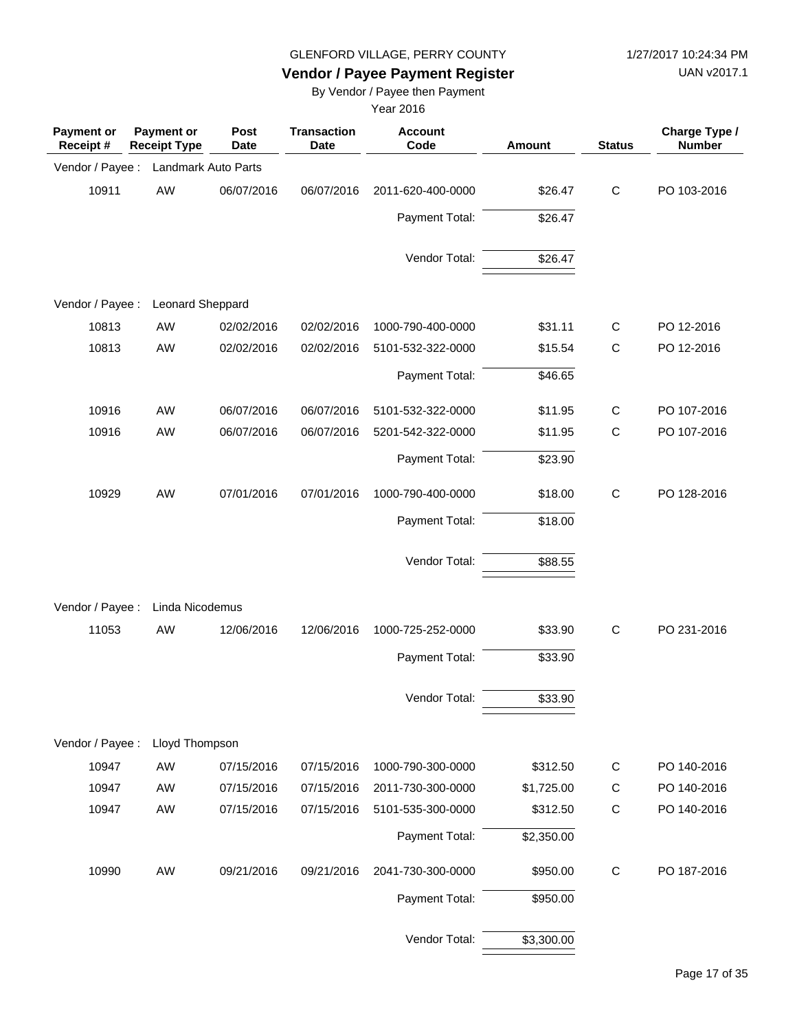GLENFORD VILLAGE, PERRY COUNTY

1/27/2017 10:24:34 PM

UAN v2017.1

# Vendor / Payee Payment Register

By Vendor / Payee then Payment

Year 2016

| Payment or Receipt # | Payment or Receipt Type | Post Date | Transaction Date | Account Code | Amount | Status | Charge Type / Number |
|---|---|---|---|---|---|---|---|
| Vendor / Payee : | Landmark Auto Parts | | | | | | |
| 10911 | AW | 06/07/2016 | 06/07/2016 | 2011-620-400-0000 | $26.47 | C | PO 103-2016 |
| | | | | Payment Total: | $26.47 | | |
| | | | | Vendor Total: | $26.47 | | |
| Vendor / Payee : | Leonard Sheppard | | | | | | |
| 10813 | AW | 02/02/2016 | 02/02/2016 | 1000-790-400-0000 | $31.11 | C | PO 12-2016 |
| 10813 | AW | 02/02/2016 | 02/02/2016 | 5101-532-322-0000 | $15.54 | C | PO 12-2016 |
| | | | | Payment Total: | $46.65 | | |
| 10916 | AW | 06/07/2016 | 06/07/2016 | 5101-532-322-0000 | $11.95 | C | PO 107-2016 |
| 10916 | AW | 06/07/2016 | 06/07/2016 | 5201-542-322-0000 | $11.95 | C | PO 107-2016 |
| | | | | Payment Total: | $23.90 | | |
| 10929 | AW | 07/01/2016 | 07/01/2016 | 1000-790-400-0000 | $18.00 | C | PO 128-2016 |
| | | | | Payment Total: | $18.00 | | |
| | | | | Vendor Total: | $88.55 | | |
| Vendor / Payee : | Linda Nicodemus | | | | | | |
| 11053 | AW | 12/06/2016 | 12/06/2016 | 1000-725-252-0000 | $33.90 | C | PO 231-2016 |
| | | | | Payment Total: | $33.90 | | |
| | | | | Vendor Total: | $33.90 | | |
| Vendor / Payee : | Lloyd Thompson | | | | | | |
| 10947 | AW | 07/15/2016 | 07/15/2016 | 1000-790-300-0000 | $312.50 | C | PO 140-2016 |
| 10947 | AW | 07/15/2016 | 07/15/2016 | 2011-730-300-0000 | $1,725.00 | C | PO 140-2016 |
| 10947 | AW | 07/15/2016 | 07/15/2016 | 5101-535-300-0000 | $312.50 | C | PO 140-2016 |
| | | | | Payment Total: | $2,350.00 | | |
| 10990 | AW | 09/21/2016 | 09/21/2016 | 2041-730-300-0000 | $950.00 | C | PO 187-2016 |
| | | | | Payment Total: | $950.00 | | |
| | | | | Vendor Total: | $3,300.00 | | |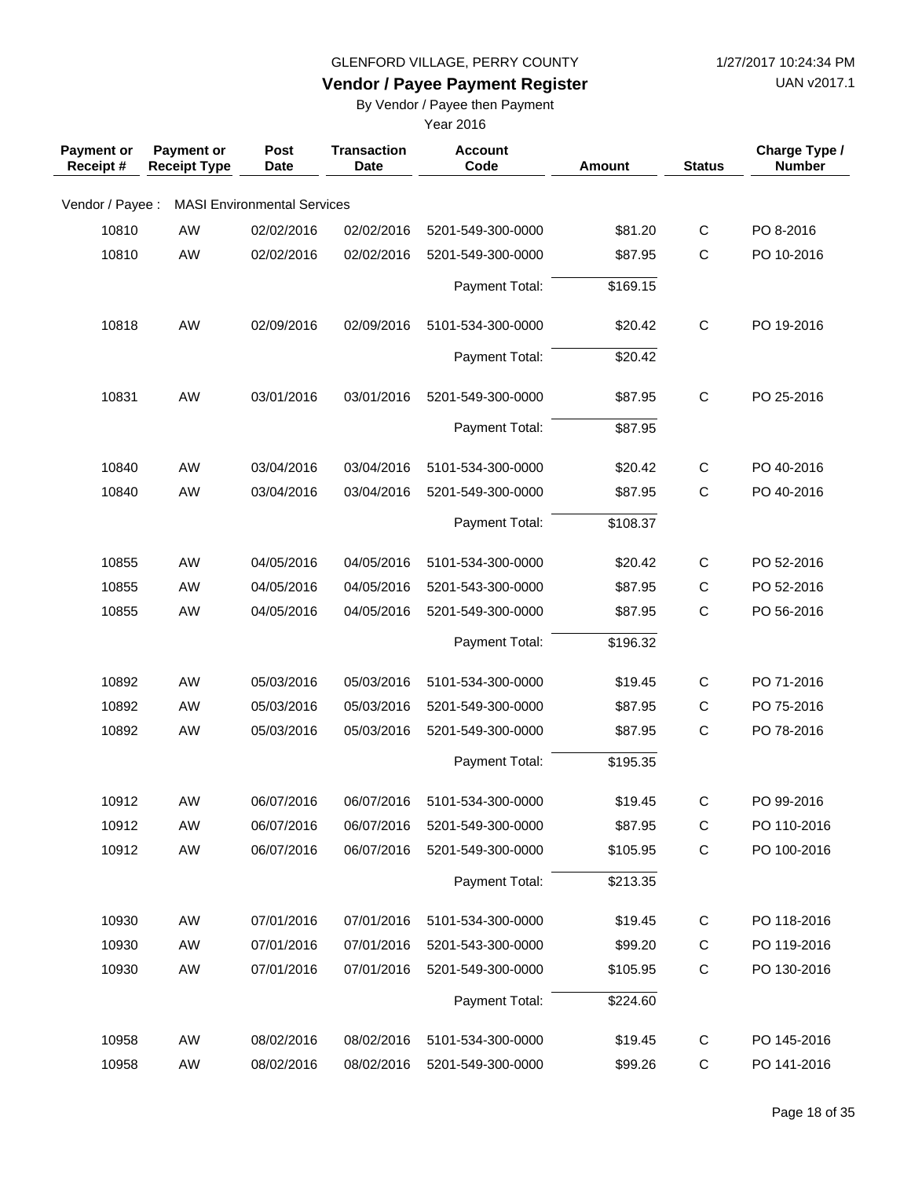GLENFORD VILLAGE, PERRY COUNTY

1/27/2017 10:24:34 PM

**Vendor / Payee Payment Register**

UAN v2017.1

By Vendor / Payee then Payment

Year 2016

| Payment or Receipt # | Payment or Receipt Type | Post Date | Transaction Date | Account Code | Amount | Status | Charge Type / Number |
|---|---|---|---|---|---|---|---|
| Vendor / Payee : | MASI Environmental Services | | | | | | |
| 10810 | AW | 02/02/2016 | 02/02/2016 | 5201-549-300-0000 | $81.20 | C | PO 8-2016 |
| 10810 | AW | 02/02/2016 | 02/02/2016 | 5201-549-300-0000 | $87.95 | C | PO 10-2016 |
| | | | | Payment Total: | $169.15 | | |
| 10818 | AW | 02/09/2016 | 02/09/2016 | 5101-534-300-0000 | $20.42 | C | PO 19-2016 |
| | | | | Payment Total: | $20.42 | | |
| 10831 | AW | 03/01/2016 | 03/01/2016 | 5201-549-300-0000 | $87.95 | C | PO 25-2016 |
| | | | | Payment Total: | $87.95 | | |
| 10840 | AW | 03/04/2016 | 03/04/2016 | 5101-534-300-0000 | $20.42 | C | PO 40-2016 |
| 10840 | AW | 03/04/2016 | 03/04/2016 | 5201-549-300-0000 | $87.95 | C | PO 40-2016 |
| | | | | Payment Total: | $108.37 | | |
| 10855 | AW | 04/05/2016 | 04/05/2016 | 5101-534-300-0000 | $20.42 | C | PO 52-2016 |
| 10855 | AW | 04/05/2016 | 04/05/2016 | 5201-543-300-0000 | $87.95 | C | PO 52-2016 |
| 10855 | AW | 04/05/2016 | 04/05/2016 | 5201-549-300-0000 | $87.95 | C | PO 56-2016 |
| | | | | Payment Total: | $196.32 | | |
| 10892 | AW | 05/03/2016 | 05/03/2016 | 5101-534-300-0000 | $19.45 | C | PO 71-2016 |
| 10892 | AW | 05/03/2016 | 05/03/2016 | 5201-549-300-0000 | $87.95 | C | PO 75-2016 |
| 10892 | AW | 05/03/2016 | 05/03/2016 | 5201-549-300-0000 | $87.95 | C | PO 78-2016 |
| | | | | Payment Total: | $195.35 | | |
| 10912 | AW | 06/07/2016 | 06/07/2016 | 5101-534-300-0000 | $19.45 | C | PO 99-2016 |
| 10912 | AW | 06/07/2016 | 06/07/2016 | 5201-549-300-0000 | $87.95 | C | PO 110-2016 |
| 10912 | AW | 06/07/2016 | 06/07/2016 | 5201-549-300-0000 | $105.95 | C | PO 100-2016 |
| | | | | Payment Total: | $213.35 | | |
| 10930 | AW | 07/01/2016 | 07/01/2016 | 5101-534-300-0000 | $19.45 | C | PO 118-2016 |
| 10930 | AW | 07/01/2016 | 07/01/2016 | 5201-543-300-0000 | $99.20 | C | PO 119-2016 |
| 10930 | AW | 07/01/2016 | 07/01/2016 | 5201-549-300-0000 | $105.95 | C | PO 130-2016 |
| | | | | Payment Total: | $224.60 | | |
| 10958 | AW | 08/02/2016 | 08/02/2016 | 5101-534-300-0000 | $19.45 | C | PO 145-2016 |
| 10958 | AW | 08/02/2016 | 08/02/2016 | 5201-549-300-0000 | $99.26 | C | PO 141-2016 |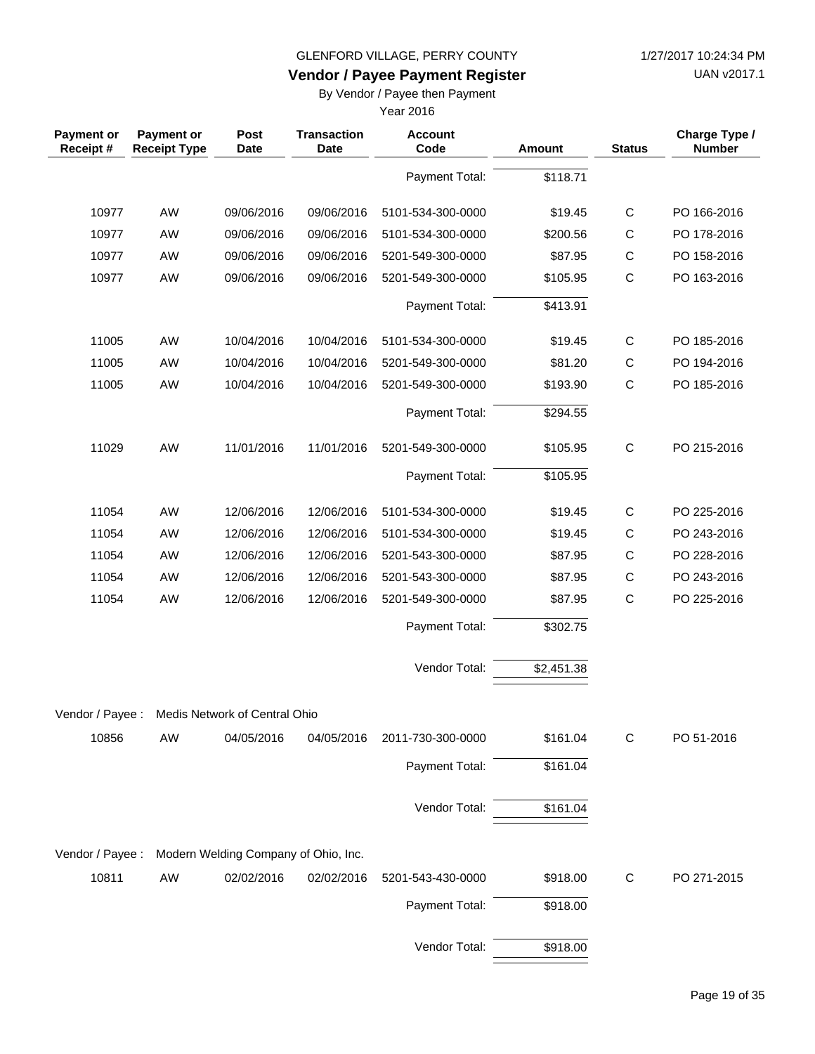GLENFORD VILLAGE, PERRY COUNTY

# Vendor / Payee Payment Register

By Vendor / Payee then Payment

Year 2016

| Payment or Receipt # | Payment or Receipt Type | Post Date | Transaction Date | Account Code | Amount | Status | Charge Type / Number |
|---|---|---|---|---|---|---|---|
| | | | | Payment Total: | $118.71 | | |
| 10977 | AW | 09/06/2016 | 09/06/2016 | 5101-534-300-0000 | $19.45 | C | PO 166-2016 |
| 10977 | AW | 09/06/2016 | 09/06/2016 | 5101-534-300-0000 | $200.56 | C | PO 178-2016 |
| 10977 | AW | 09/06/2016 | 09/06/2016 | 5201-549-300-0000 | $87.95 | C | PO 158-2016 |
| 10977 | AW | 09/06/2016 | 09/06/2016 | 5201-549-300-0000 | $105.95 | C | PO 163-2016 |
| | | | | Payment Total: | $413.91 | | |
| 11005 | AW | 10/04/2016 | 10/04/2016 | 5101-534-300-0000 | $19.45 | C | PO 185-2016 |
| 11005 | AW | 10/04/2016 | 10/04/2016 | 5201-549-300-0000 | $81.20 | C | PO 194-2016 |
| 11005 | AW | 10/04/2016 | 10/04/2016 | 5201-549-300-0000 | $193.90 | C | PO 185-2016 |
| | | | | Payment Total: | $294.55 | | |
| 11029 | AW | 11/01/2016 | 11/01/2016 | 5201-549-300-0000 | $105.95 | C | PO 215-2016 |
| | | | | Payment Total: | $105.95 | | |
| 11054 | AW | 12/06/2016 | 12/06/2016 | 5101-534-300-0000 | $19.45 | C | PO 225-2016 |
| 11054 | AW | 12/06/2016 | 12/06/2016 | 5101-534-300-0000 | $19.45 | C | PO 243-2016 |
| 11054 | AW | 12/06/2016 | 12/06/2016 | 5201-543-300-0000 | $87.95 | C | PO 228-2016 |
| 11054 | AW | 12/06/2016 | 12/06/2016 | 5201-543-300-0000 | $87.95 | C | PO 243-2016 |
| 11054 | AW | 12/06/2016 | 12/06/2016 | 5201-549-300-0000 | $87.95 | C | PO 225-2016 |
| | | | | Payment Total: | $302.75 | | |
| | | | | Vendor Total: | $2,451.38 | | |
| Vendor / Payee : | Medis Network of Central Ohio | | | | | | |
| 10856 | AW | 04/05/2016 | 04/05/2016 | 2011-730-300-0000 | $161.04 | C | PO 51-2016 |
| | | | | Payment Total: | $161.04 | | |
| | | | | Vendor Total: | $161.04 | | |
| Vendor / Payee : | Modern Welding Company of Ohio, Inc. | | | | | | |
| 10811 | AW | 02/02/2016 | 02/02/2016 | 5201-543-430-0000 | $918.00 | C | PO 271-2015 |
| | | | | Payment Total: | $918.00 | | |
| | | | | Vendor Total: | $918.00 | | |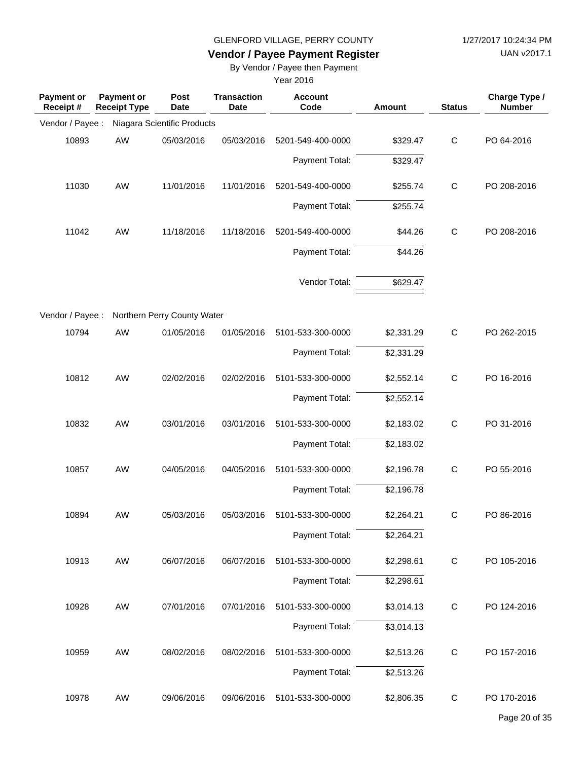GLENFORD VILLAGE, PERRY COUNTY

UAN v2017.1

## Vendor / Payee Payment Register

By Vendor / Payee then Payment

Year 2016

| Payment or Receipt # | Payment or Receipt Type | Post Date | Transaction Date | Account Code | Amount | Status | Charge Type / Number |
|---|---|---|---|---|---|---|---|
| Vendor / Payee : | Niagara Scientific Products | | | | | | |
| 10893 | AW | 05/03/2016 | 05/03/2016 | 5201-549-400-0000 | $329.47 | C | PO 64-2016 |
| | | | | Payment Total: | $329.47 | | |
| 11030 | AW | 11/01/2016 | 11/01/2016 | 5201-549-400-0000 | $255.74 | C | PO 208-2016 |
| | | | | Payment Total: | $255.74 | | |
| 11042 | AW | 11/18/2016 | 11/18/2016 | 5201-549-400-0000 | $44.26 | C | PO 208-2016 |
| | | | | Payment Total: | $44.26 | | |
| | | | | Vendor Total: | $629.47 | | |
| Vendor / Payee : | Northern Perry County Water | | | | | | |
| 10794 | AW | 01/05/2016 | 01/05/2016 | 5101-533-300-0000 | $2,331.29 | C | PO 262-2015 |
| | | | | Payment Total: | $2,331.29 | | |
| 10812 | AW | 02/02/2016 | 02/02/2016 | 5101-533-300-0000 | $2,552.14 | C | PO 16-2016 |
| | | | | Payment Total: | $2,552.14 | | |
| 10832 | AW | 03/01/2016 | 03/01/2016 | 5101-533-300-0000 | $2,183.02 | C | PO 31-2016 |
| | | | | Payment Total: | $2,183.02 | | |
| 10857 | AW | 04/05/2016 | 04/05/2016 | 5101-533-300-0000 | $2,196.78 | C | PO 55-2016 |
| | | | | Payment Total: | $2,196.78 | | |
| 10894 | AW | 05/03/2016 | 05/03/2016 | 5101-533-300-0000 | $2,264.21 | C | PO 86-2016 |
| | | | | Payment Total: | $2,264.21 | | |
| 10913 | AW | 06/07/2016 | 06/07/2016 | 5101-533-300-0000 | $2,298.61 | C | PO 105-2016 |
| | | | | Payment Total: | $2,298.61 | | |
| 10928 | AW | 07/01/2016 | 07/01/2016 | 5101-533-300-0000 | $3,014.13 | C | PO 124-2016 |
| | | | | Payment Total: | $3,014.13 | | |
| 10959 | AW | 08/02/2016 | 08/02/2016 | 5101-533-300-0000 | $2,513.26 | C | PO 157-2016 |
| | | | | Payment Total: | $2,513.26 | | |
| 10978 | AW | 09/06/2016 | 09/06/2016 | 5101-533-300-0000 | $2,806.35 | C | PO 170-2016 |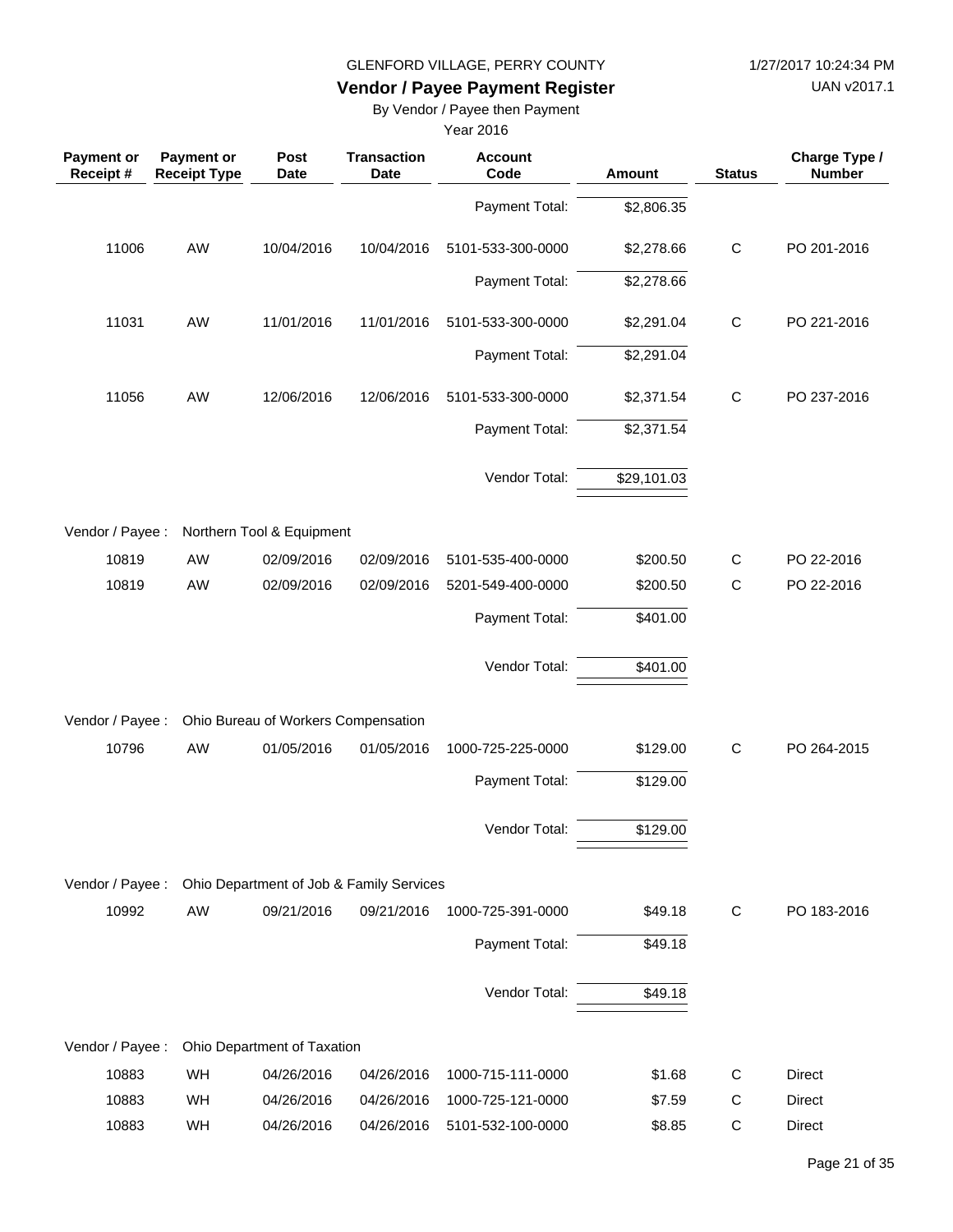GLENFORD VILLAGE, PERRY COUNTY

1/27/2017 10:24:34 PM

UAN v2017.1

## Vendor / Payee Payment Register

By Vendor / Payee then Payment

Year 2016

| Payment or Receipt # | Payment or Receipt Type | Post Date | Transaction Date | Account Code | Amount | Status | Charge Type / Number |
|---|---|---|---|---|---|---|---|
| | | | | Payment Total: | $2,806.35 | | |
| 11006 | AW | 10/04/2016 | 10/04/2016 | 5101-533-300-0000 | $2,278.66 | C | PO 201-2016 |
| | | | | Payment Total: | $2,278.66 | | |
| 11031 | AW | 11/01/2016 | 11/01/2016 | 5101-533-300-0000 | $2,291.04 | C | PO 221-2016 |
| | | | | Payment Total: | $2,291.04 | | |
| 11056 | AW | 12/06/2016 | 12/06/2016 | 5101-533-300-0000 | $2,371.54 | C | PO 237-2016 |
| | | | | Payment Total: | $2,371.54 | | |
| | | | | Vendor Total: | $29,101.03 | | |
| Vendor / Payee : | Northern Tool & Equipment | | | | | | |
| 10819 | AW | 02/09/2016 | 02/09/2016 | 5101-535-400-0000 | $200.50 | C | PO 22-2016 |
| 10819 | AW | 02/09/2016 | 02/09/2016 | 5201-549-400-0000 | $200.50 | C | PO 22-2016 |
| | | | | Payment Total: | $401.00 | | |
| | | | | Vendor Total: | $401.00 | | |
| Vendor / Payee : | Ohio Bureau of Workers Compensation | | | | | | |
| 10796 | AW | 01/05/2016 | 01/05/2016 | 1000-725-225-0000 | $129.00 | C | PO 264-2015 |
| | | | | Payment Total: | $129.00 | | |
| | | | | Vendor Total: | $129.00 | | |
| Vendor / Payee : | Ohio Department of Job & Family Services | | | | | | |
| 10992 | AW | 09/21/2016 | 09/21/2016 | 1000-725-391-0000 | $49.18 | C | PO 183-2016 |
| | | | | Payment Total: | $49.18 | | |
| | | | | Vendor Total: | $49.18 | | |
| Vendor / Payee : | Ohio Department of Taxation | | | | | | |
| 10883 | WH | 04/26/2016 | 04/26/2016 | 1000-715-111-0000 | $1.68 | C | Direct |
| 10883 | WH | 04/26/2016 | 04/26/2016 | 1000-725-121-0000 | $7.59 | C | Direct |
| 10883 | WH | 04/26/2016 | 04/26/2016 | 5101-532-100-0000 | $8.85 | C | Direct |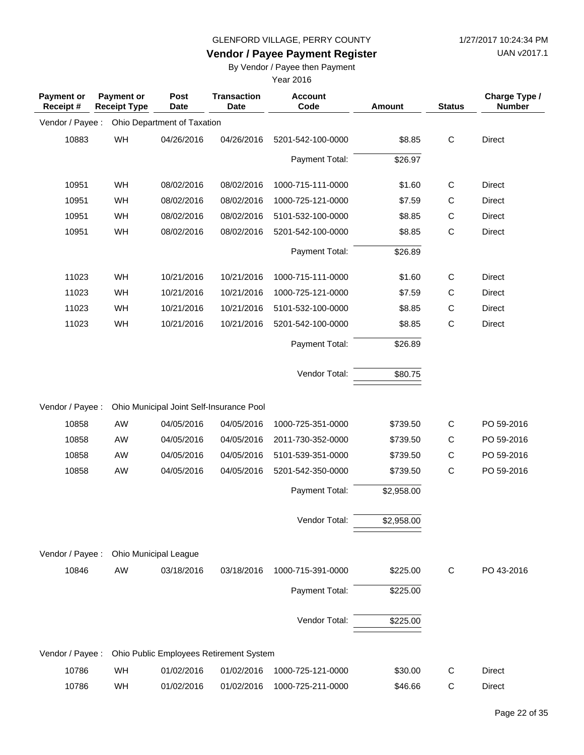GLENFORD VILLAGE, PERRY COUNTY

1/27/2017 10:24:34 PM

# Vendor / Payee Payment Register

UAN v2017.1

By Vendor / Payee then Payment

Year 2016

| Payment or Receipt # | Payment or Receipt Type | Post Date | Transaction Date | Account Code | Amount | Status | Charge Type / Number |
|---|---|---|---|---|---|---|---|
| Vendor / Payee : | Ohio Department of Taxation | | | | | | |
| 10883 | WH | 04/26/2016 | 04/26/2016 | 5201-542-100-0000 | $8.85 | C | Direct |
| | | | | Payment Total: | $26.97 | | |
| 10951 | WH | 08/02/2016 | 08/02/2016 | 1000-715-111-0000 | $1.60 | C | Direct |
| 10951 | WH | 08/02/2016 | 08/02/2016 | 1000-725-121-0000 | $7.59 | C | Direct |
| 10951 | WH | 08/02/2016 | 08/02/2016 | 5101-532-100-0000 | $8.85 | C | Direct |
| 10951 | WH | 08/02/2016 | 08/02/2016 | 5201-542-100-0000 | $8.85 | C | Direct |
| | | | | Payment Total: | $26.89 | | |
| 11023 | WH | 10/21/2016 | 10/21/2016 | 1000-715-111-0000 | $1.60 | C | Direct |
| 11023 | WH | 10/21/2016 | 10/21/2016 | 1000-725-121-0000 | $7.59 | C | Direct |
| 11023 | WH | 10/21/2016 | 10/21/2016 | 5101-532-100-0000 | $8.85 | C | Direct |
| 11023 | WH | 10/21/2016 | 10/21/2016 | 5201-542-100-0000 | $8.85 | C | Direct |
| | | | | Payment Total: | $26.89 | | |
| | | | | Vendor Total: | $80.75 | | |
| Vendor / Payee : | Ohio Municipal Joint Self-Insurance Pool | | | | | | |
| 10858 | AW | 04/05/2016 | 04/05/2016 | 1000-725-351-0000 | $739.50 | C | PO 59-2016 |
| 10858 | AW | 04/05/2016 | 04/05/2016 | 2011-730-352-0000 | $739.50 | C | PO 59-2016 |
| 10858 | AW | 04/05/2016 | 04/05/2016 | 5101-539-351-0000 | $739.50 | C | PO 59-2016 |
| 10858 | AW | 04/05/2016 | 04/05/2016 | 5201-542-350-0000 | $739.50 | C | PO 59-2016 |
| | | | | Payment Total: | $2,958.00 | | |
| | | | | Vendor Total: | $2,958.00 | | |
| Vendor / Payee : | Ohio Municipal League | | | | | | |
| 10846 | AW | 03/18/2016 | 03/18/2016 | 1000-715-391-0000 | $225.00 | C | PO 43-2016 |
| | | | | Payment Total: | $225.00 | | |
| | | | | Vendor Total: | $225.00 | | |
| Vendor / Payee : | Ohio Public Employees Retirement System | | | | | | |
| 10786 | WH | 01/02/2016 | 01/02/2016 | 1000-725-121-0000 | $30.00 | C | Direct |
| 10786 | WH | 01/02/2016 | 01/02/2016 | 1000-725-211-0000 | $46.66 | C | Direct |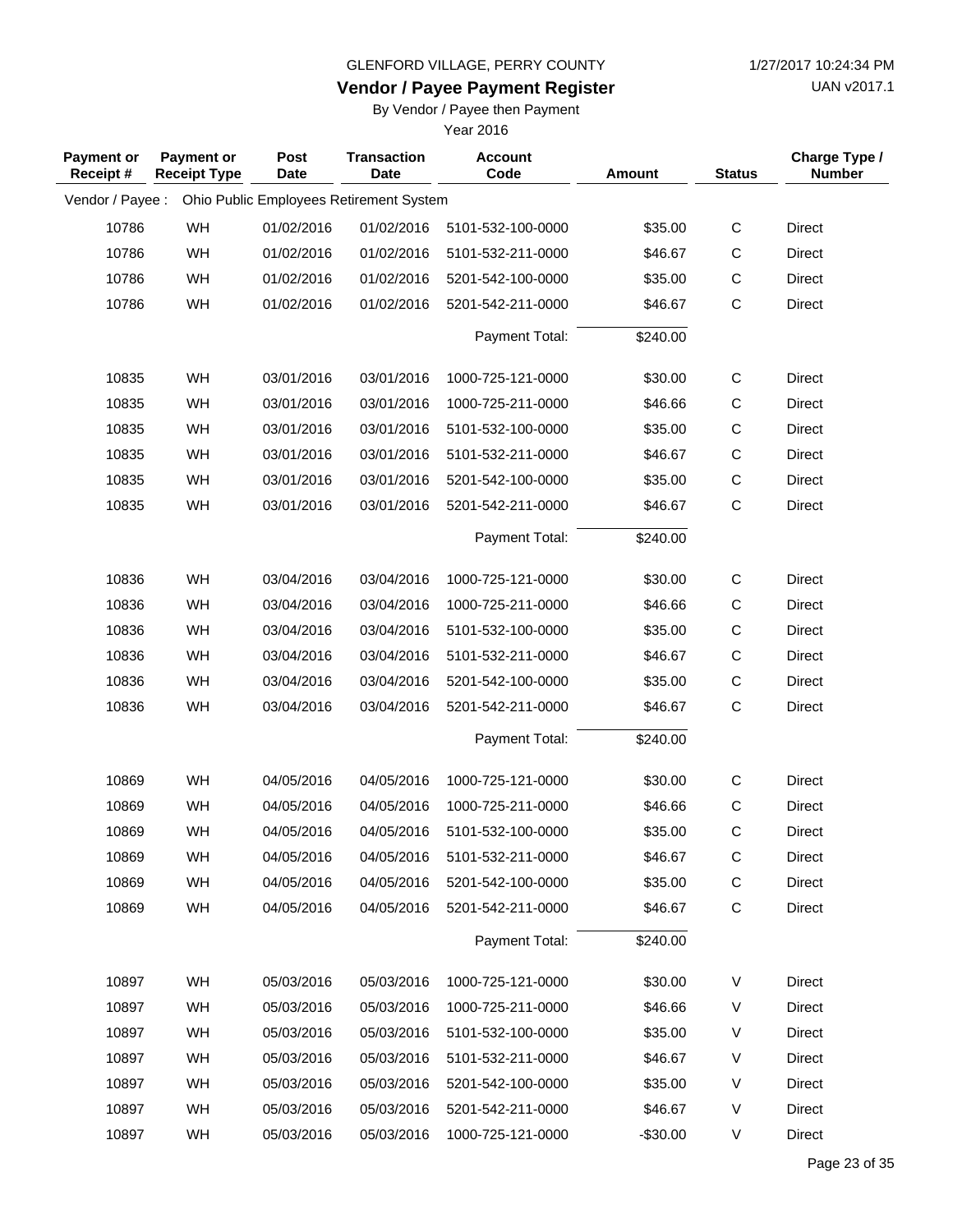GLENFORD VILLAGE, PERRY COUNTY

1/27/2017 10:24:34 PM

# Vendor / Payee Payment Register

UAN v2017.1

By Vendor / Payee then Payment

Year 2016

| Payment or Receipt # | Payment or Receipt Type | Post Date | Transaction Date | Account Code | Amount | Status | Charge Type / Number |
|---|---|---|---|---|---|---|---|
| Vendor / Payee : | Ohio Public Employees Retirement System | | | | | | |
| 10786 | WH | 01/02/2016 | 01/02/2016 | 5101-532-100-0000 | $35.00 | C | Direct |
| 10786 | WH | 01/02/2016 | 01/02/2016 | 5101-532-211-0000 | $46.67 | C | Direct |
| 10786 | WH | 01/02/2016 | 01/02/2016 | 5201-542-100-0000 | $35.00 | C | Direct |
| 10786 | WH | 01/02/2016 | 01/02/2016 | 5201-542-211-0000 | $46.67 | C | Direct |
| | | | | Payment Total: | $240.00 | | |
| 10835 | WH | 03/01/2016 | 03/01/2016 | 1000-725-121-0000 | $30.00 | C | Direct |
| 10835 | WH | 03/01/2016 | 03/01/2016 | 1000-725-211-0000 | $46.66 | C | Direct |
| 10835 | WH | 03/01/2016 | 03/01/2016 | 5101-532-100-0000 | $35.00 | C | Direct |
| 10835 | WH | 03/01/2016 | 03/01/2016 | 5101-532-211-0000 | $46.67 | C | Direct |
| 10835 | WH | 03/01/2016 | 03/01/2016 | 5201-542-100-0000 | $35.00 | C | Direct |
| 10835 | WH | 03/01/2016 | 03/01/2016 | 5201-542-211-0000 | $46.67 | C | Direct |
| | | | | Payment Total: | $240.00 | | |
| 10836 | WH | 03/04/2016 | 03/04/2016 | 1000-725-121-0000 | $30.00 | C | Direct |
| 10836 | WH | 03/04/2016 | 03/04/2016 | 1000-725-211-0000 | $46.66 | C | Direct |
| 10836 | WH | 03/04/2016 | 03/04/2016 | 5101-532-100-0000 | $35.00 | C | Direct |
| 10836 | WH | 03/04/2016 | 03/04/2016 | 5101-532-211-0000 | $46.67 | C | Direct |
| 10836 | WH | 03/04/2016 | 03/04/2016 | 5201-542-100-0000 | $35.00 | C | Direct |
| 10836 | WH | 03/04/2016 | 03/04/2016 | 5201-542-211-0000 | $46.67 | C | Direct |
| | | | | Payment Total: | $240.00 | | |
| 10869 | WH | 04/05/2016 | 04/05/2016 | 1000-725-121-0000 | $30.00 | C | Direct |
| 10869 | WH | 04/05/2016 | 04/05/2016 | 1000-725-211-0000 | $46.66 | C | Direct |
| 10869 | WH | 04/05/2016 | 04/05/2016 | 5101-532-100-0000 | $35.00 | C | Direct |
| 10869 | WH | 04/05/2016 | 04/05/2016 | 5101-532-211-0000 | $46.67 | C | Direct |
| 10869 | WH | 04/05/2016 | 04/05/2016 | 5201-542-100-0000 | $35.00 | C | Direct |
| 10869 | WH | 04/05/2016 | 04/05/2016 | 5201-542-211-0000 | $46.67 | C | Direct |
| | | | | Payment Total: | $240.00 | | |
| 10897 | WH | 05/03/2016 | 05/03/2016 | 1000-725-121-0000 | $30.00 | V | Direct |
| 10897 | WH | 05/03/2016 | 05/03/2016 | 1000-725-211-0000 | $46.66 | V | Direct |
| 10897 | WH | 05/03/2016 | 05/03/2016 | 5101-532-100-0000 | $35.00 | V | Direct |
| 10897 | WH | 05/03/2016 | 05/03/2016 | 5101-532-211-0000 | $46.67 | V | Direct |
| 10897 | WH | 05/03/2016 | 05/03/2016 | 5201-542-100-0000 | $35.00 | V | Direct |
| 10897 | WH | 05/03/2016 | 05/03/2016 | 5201-542-211-0000 | $46.67 | V | Direct |
| 10897 | WH | 05/03/2016 | 05/03/2016 | 1000-725-121-0000 | -$30.00 | V | Direct |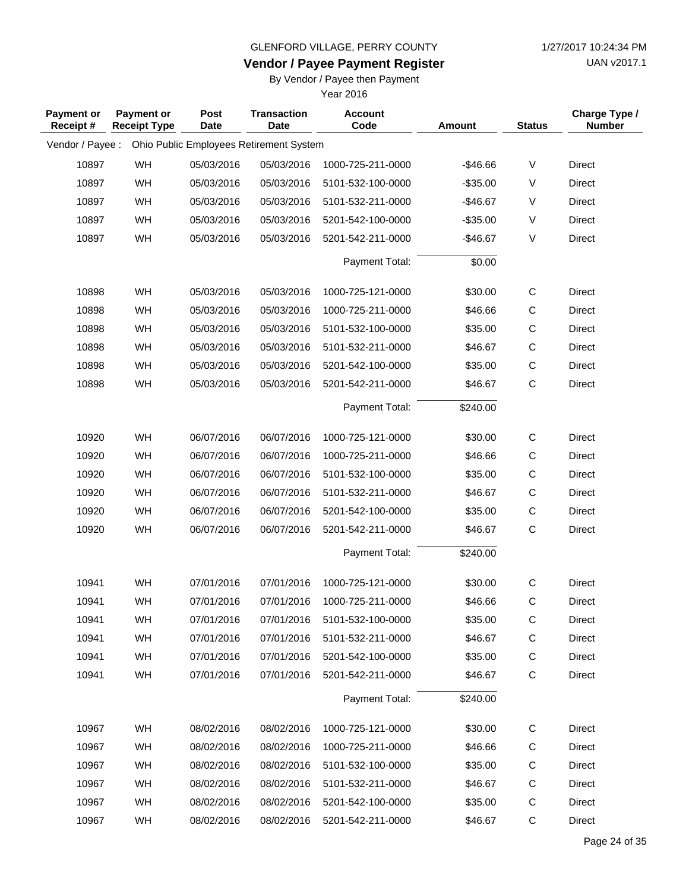GLENFORD VILLAGE, PERRY COUNTY

1/27/2017 10:24:34 PM

## Vendor / Payee Payment Register

UAN v2017.1

By Vendor / Payee then Payment

Year 2016

| Payment or Receipt # | Payment or Receipt Type | Post Date | Transaction Date | Account Code | Amount | Status | Charge Type / Number |
|---|---|---|---|---|---|---|---|
| Vendor / Payee : | Ohio Public Employees Retirement System | | | | | | |
| 10897 | WH | 05/03/2016 | 05/03/2016 | 1000-725-211-0000 | -$46.66 | V | Direct |
| 10897 | WH | 05/03/2016 | 05/03/2016 | 5101-532-100-0000 | -$35.00 | V | Direct |
| 10897 | WH | 05/03/2016 | 05/03/2016 | 5101-532-211-0000 | -$46.67 | V | Direct |
| 10897 | WH | 05/03/2016 | 05/03/2016 | 5201-542-100-0000 | -$35.00 | V | Direct |
| 10897 | WH | 05/03/2016 | 05/03/2016 | 5201-542-211-0000 | -$46.67 | V | Direct |
| | | | | Payment Total: | $0.00 | | |
| 10898 | WH | 05/03/2016 | 05/03/2016 | 1000-725-121-0000 | $30.00 | C | Direct |
| 10898 | WH | 05/03/2016 | 05/03/2016 | 1000-725-211-0000 | $46.66 | C | Direct |
| 10898 | WH | 05/03/2016 | 05/03/2016 | 5101-532-100-0000 | $35.00 | C | Direct |
| 10898 | WH | 05/03/2016 | 05/03/2016 | 5101-532-211-0000 | $46.67 | C | Direct |
| 10898 | WH | 05/03/2016 | 05/03/2016 | 5201-542-100-0000 | $35.00 | C | Direct |
| 10898 | WH | 05/03/2016 | 05/03/2016 | 5201-542-211-0000 | $46.67 | C | Direct |
| | | | | Payment Total: | $240.00 | | |
| 10920 | WH | 06/07/2016 | 06/07/2016 | 1000-725-121-0000 | $30.00 | C | Direct |
| 10920 | WH | 06/07/2016 | 06/07/2016 | 1000-725-211-0000 | $46.66 | C | Direct |
| 10920 | WH | 06/07/2016 | 06/07/2016 | 5101-532-100-0000 | $35.00 | C | Direct |
| 10920 | WH | 06/07/2016 | 06/07/2016 | 5101-532-211-0000 | $46.67 | C | Direct |
| 10920 | WH | 06/07/2016 | 06/07/2016 | 5201-542-100-0000 | $35.00 | C | Direct |
| 10920 | WH | 06/07/2016 | 06/07/2016 | 5201-542-211-0000 | $46.67 | C | Direct |
| | | | | Payment Total: | $240.00 | | |
| 10941 | WH | 07/01/2016 | 07/01/2016 | 1000-725-121-0000 | $30.00 | C | Direct |
| 10941 | WH | 07/01/2016 | 07/01/2016 | 1000-725-211-0000 | $46.66 | C | Direct |
| 10941 | WH | 07/01/2016 | 07/01/2016 | 5101-532-100-0000 | $35.00 | C | Direct |
| 10941 | WH | 07/01/2016 | 07/01/2016 | 5101-532-211-0000 | $46.67 | C | Direct |
| 10941 | WH | 07/01/2016 | 07/01/2016 | 5201-542-100-0000 | $35.00 | C | Direct |
| 10941 | WH | 07/01/2016 | 07/01/2016 | 5201-542-211-0000 | $46.67 | C | Direct |
| | | | | Payment Total: | $240.00 | | |
| 10967 | WH | 08/02/2016 | 08/02/2016 | 1000-725-121-0000 | $30.00 | C | Direct |
| 10967 | WH | 08/02/2016 | 08/02/2016 | 1000-725-211-0000 | $46.66 | C | Direct |
| 10967 | WH | 08/02/2016 | 08/02/2016 | 5101-532-100-0000 | $35.00 | C | Direct |
| 10967 | WH | 08/02/2016 | 08/02/2016 | 5101-532-211-0000 | $46.67 | C | Direct |
| 10967 | WH | 08/02/2016 | 08/02/2016 | 5201-542-100-0000 | $35.00 | C | Direct |
| 10967 | WH | 08/02/2016 | 08/02/2016 | 5201-542-211-0000 | $46.67 | C | Direct |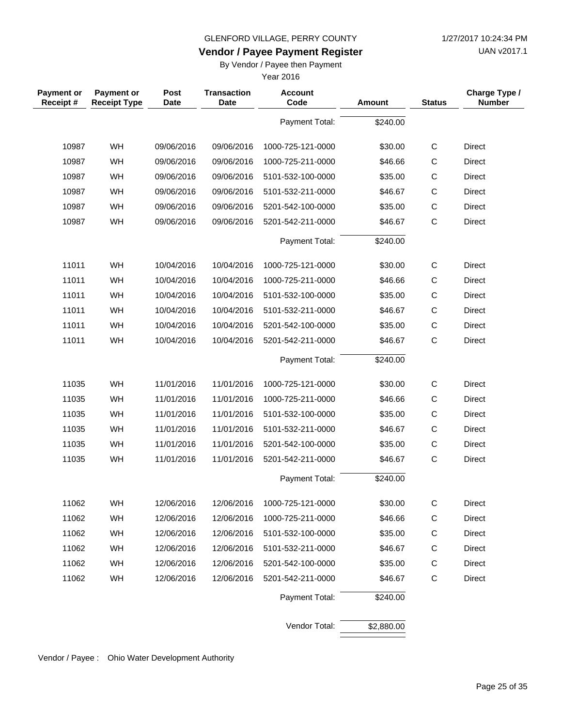GLENFORD VILLAGE, PERRY COUNTY

# Vendor / Payee Payment Register

By Vendor / Payee then Payment

Year 2016

| Payment or Receipt # | Payment or Receipt Type | Post Date | Transaction Date | Account Code | Amount | Status | Charge Type / Number |
|---|---|---|---|---|---|---|---|
| | | | | Payment Total: | $240.00 | | |
| 10987 | WH | 09/06/2016 | 09/06/2016 | 1000-725-121-0000 | $30.00 | C | Direct |
| 10987 | WH | 09/06/2016 | 09/06/2016 | 1000-725-211-0000 | $46.66 | C | Direct |
| 10987 | WH | 09/06/2016 | 09/06/2016 | 5101-532-100-0000 | $35.00 | C | Direct |
| 10987 | WH | 09/06/2016 | 09/06/2016 | 5101-532-211-0000 | $46.67 | C | Direct |
| 10987 | WH | 09/06/2016 | 09/06/2016 | 5201-542-100-0000 | $35.00 | C | Direct |
| 10987 | WH | 09/06/2016 | 09/06/2016 | 5201-542-211-0000 | $46.67 | C | Direct |
| | | | | Payment Total: | $240.00 | | |
| 11011 | WH | 10/04/2016 | 10/04/2016 | 1000-725-121-0000 | $30.00 | C | Direct |
| 11011 | WH | 10/04/2016 | 10/04/2016 | 1000-725-211-0000 | $46.66 | C | Direct |
| 11011 | WH | 10/04/2016 | 10/04/2016 | 5101-532-100-0000 | $35.00 | C | Direct |
| 11011 | WH | 10/04/2016 | 10/04/2016 | 5101-532-211-0000 | $46.67 | C | Direct |
| 11011 | WH | 10/04/2016 | 10/04/2016 | 5201-542-100-0000 | $35.00 | C | Direct |
| 11011 | WH | 10/04/2016 | 10/04/2016 | 5201-542-211-0000 | $46.67 | C | Direct |
| | | | | Payment Total: | $240.00 | | |
| 11035 | WH | 11/01/2016 | 11/01/2016 | 1000-725-121-0000 | $30.00 | C | Direct |
| 11035 | WH | 11/01/2016 | 11/01/2016 | 1000-725-211-0000 | $46.66 | C | Direct |
| 11035 | WH | 11/01/2016 | 11/01/2016 | 5101-532-100-0000 | $35.00 | C | Direct |
| 11035 | WH | 11/01/2016 | 11/01/2016 | 5101-532-211-0000 | $46.67 | C | Direct |
| 11035 | WH | 11/01/2016 | 11/01/2016 | 5201-542-100-0000 | $35.00 | C | Direct |
| 11035 | WH | 11/01/2016 | 11/01/2016 | 5201-542-211-0000 | $46.67 | C | Direct |
| | | | | Payment Total: | $240.00 | | |
| 11062 | WH | 12/06/2016 | 12/06/2016 | 1000-725-121-0000 | $30.00 | C | Direct |
| 11062 | WH | 12/06/2016 | 12/06/2016 | 1000-725-211-0000 | $46.66 | C | Direct |
| 11062 | WH | 12/06/2016 | 12/06/2016 | 5101-532-100-0000 | $35.00 | C | Direct |
| 11062 | WH | 12/06/2016 | 12/06/2016 | 5101-532-211-0000 | $46.67 | C | Direct |
| 11062 | WH | 12/06/2016 | 12/06/2016 | 5201-542-100-0000 | $35.00 | C | Direct |
| 11062 | WH | 12/06/2016 | 12/06/2016 | 5201-542-211-0000 | $46.67 | C | Direct |
| | | | | Payment Total: | $240.00 | | |
| | | | | Vendor Total: | $2,880.00 | | |

Vendor / Payee : Ohio Water Development Authority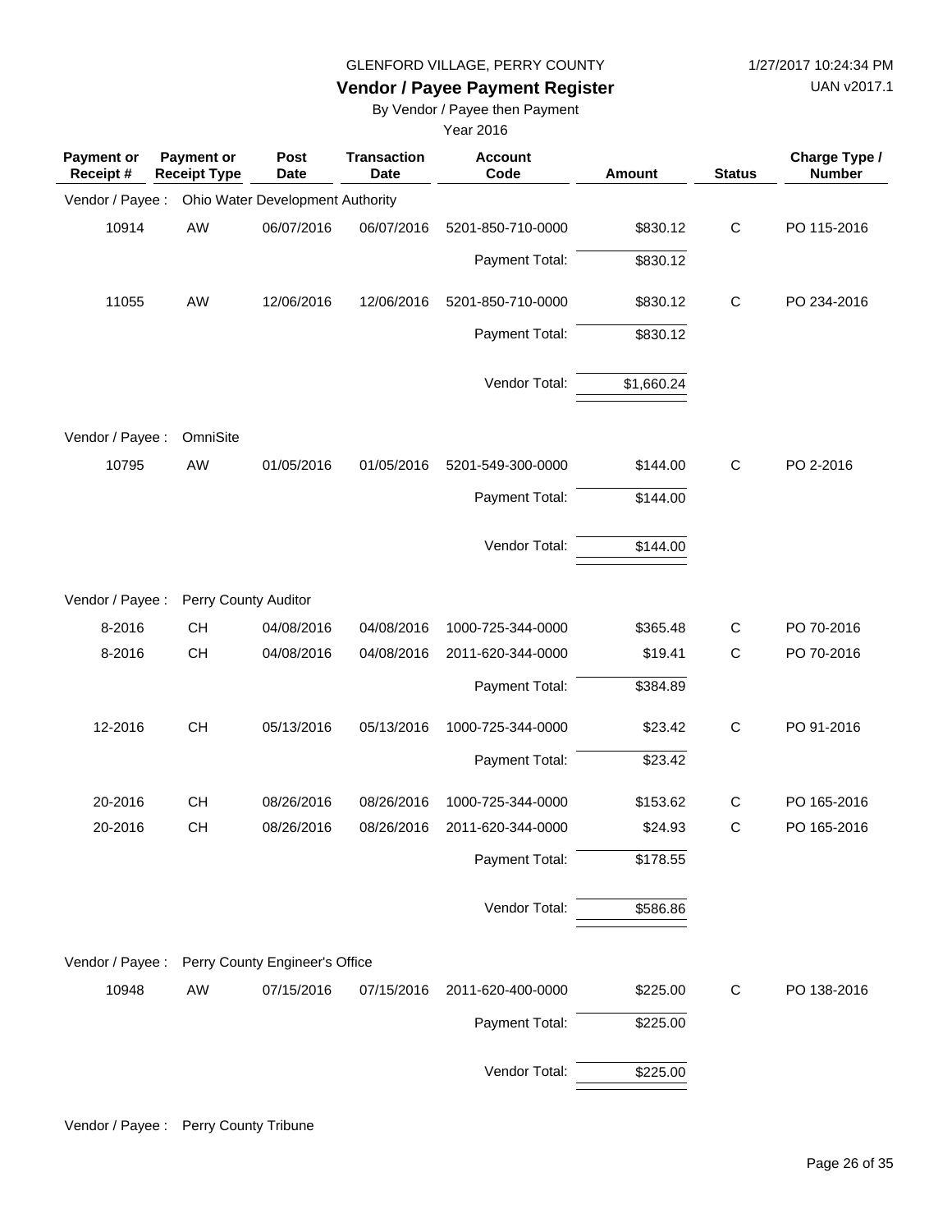GLENFORD VILLAGE, PERRY COUNTY

**Vendor / Payee Payment Register**

By Vendor / Payee then Payment

Year 2016

| Payment or Receipt # | Payment or Receipt Type | Post Date | Transaction Date | Account Code | Amount | Status | Charge Type / Number |
|---|---|---|---|---|---|---|---|
| Vendor / Payee : | Ohio Water Development Authority | | | | | | |
| 10914 | AW | 06/07/2016 | 06/07/2016 | 5201-850-710-0000 | $830.12 | C | PO 115-2016 |
| | | | | Payment Total: | $830.12 | | |
| 11055 | AW | 12/06/2016 | 12/06/2016 | 5201-850-710-0000 | $830.12 | C | PO 234-2016 |
| | | | | Payment Total: | $830.12 | | |
| | | | | Vendor Total: | $1,660.24 | | |
| Vendor / Payee : | OmniSite | | | | | | |
| 10795 | AW | 01/05/2016 | 01/05/2016 | 5201-549-300-0000 | $144.00 | C | PO 2-2016 |
| | | | | Payment Total: | $144.00 | | |
| | | | | Vendor Total: | $144.00 | | |
| Vendor / Payee : | Perry County Auditor | | | | | | |
| 8-2016 | CH | 04/08/2016 | 04/08/2016 | 1000-725-344-0000 | $365.48 | C | PO 70-2016 |
| 8-2016 | CH | 04/08/2016 | 04/08/2016 | 2011-620-344-0000 | $19.41 | C | PO 70-2016 |
| | | | | Payment Total: | $384.89 | | |
| 12-2016 | CH | 05/13/2016 | 05/13/2016 | 1000-725-344-0000 | $23.42 | C | PO 91-2016 |
| | | | | Payment Total: | $23.42 | | |
| 20-2016 | CH | 08/26/2016 | 08/26/2016 | 1000-725-344-0000 | $153.62 | C | PO 165-2016 |
| 20-2016 | CH | 08/26/2016 | 08/26/2016 | 2011-620-344-0000 | $24.93 | C | PO 165-2016 |
| | | | | Payment Total: | $178.55 | | |
| | | | | Vendor Total: | $586.86 | | |
| Vendor / Payee : | Perry County Engineer's Office | | | | | | |
| 10948 | AW | 07/15/2016 | 07/15/2016 | 2011-620-400-0000 | $225.00 | C | PO 138-2016 |
| | | | | Payment Total: | $225.00 | | |
| | | | | Vendor Total: | $225.00 | | |
| Vendor / Payee : | Perry County Tribune | | | | | | |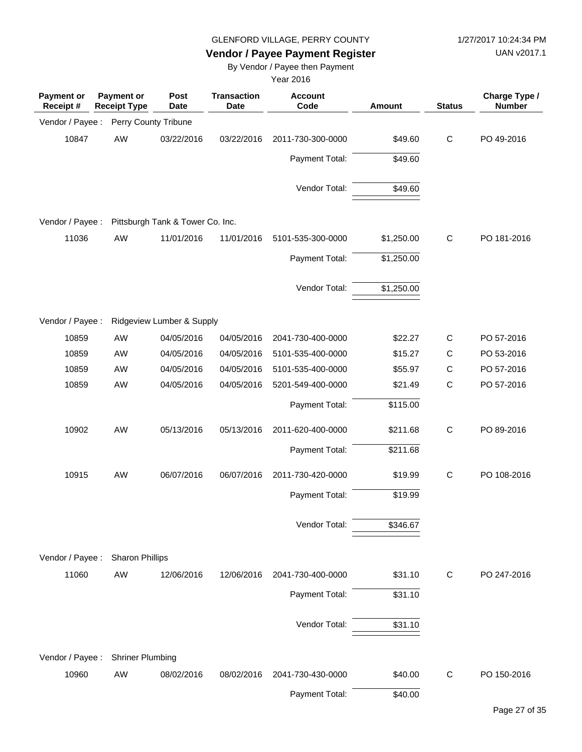GLENFORD VILLAGE, PERRY COUNTY

1/27/2017 10:24:34 PM

UAN v2017.1

# Vendor / Payee Payment Register

By Vendor / Payee then Payment

Year 2016

| Payment or Receipt # | Payment or Receipt Type | Post Date | Transaction Date | Account Code | Amount | Status | Charge Type / Number |
|---|---|---|---|---|---|---|---|
| Vendor / Payee : | Perry County Tribune | | | | | | |
| 10847 | AW | 03/22/2016 | 03/22/2016 | 2011-730-300-0000 | $49.60 | C | PO 49-2016 |
| | | | | Payment Total: | $49.60 | | |
| | | | | Vendor Total: | $49.60 | | |
| Vendor / Payee : | Pittsburgh Tank & Tower Co. Inc. | | | | | | |
| 11036 | AW | 11/01/2016 | 11/01/2016 | 5101-535-300-0000 | $1,250.00 | C | PO 181-2016 |
| | | | | Payment Total: | $1,250.00 | | |
| | | | | Vendor Total: | $1,250.00 | | |
| Vendor / Payee : | Ridgeview Lumber & Supply | | | | | | |
| 10859 | AW | 04/05/2016 | 04/05/2016 | 2041-730-400-0000 | $22.27 | C | PO 57-2016 |
| 10859 | AW | 04/05/2016 | 04/05/2016 | 5101-535-400-0000 | $15.27 | C | PO 53-2016 |
| 10859 | AW | 04/05/2016 | 04/05/2016 | 5101-535-400-0000 | $55.97 | C | PO 57-2016 |
| 10859 | AW | 04/05/2016 | 04/05/2016 | 5201-549-400-0000 | $21.49 | C | PO 57-2016 |
| | | | | Payment Total: | $115.00 | | |
| 10902 | AW | 05/13/2016 | 05/13/2016 | 2011-620-400-0000 | $211.68 | C | PO 89-2016 |
| | | | | Payment Total: | $211.68 | | |
| 10915 | AW | 06/07/2016 | 06/07/2016 | 2011-730-420-0000 | $19.99 | C | PO 108-2016 |
| | | | | Payment Total: | $19.99 | | |
| | | | | Vendor Total: | $346.67 | | |
| Vendor / Payee : | Sharon Phillips | | | | | | |
| 11060 | AW | 12/06/2016 | 12/06/2016 | 2041-730-400-0000 | $31.10 | C | PO 247-2016 |
| | | | | Payment Total: | $31.10 | | |
| | | | | Vendor Total: | $31.10 | | |
| Vendor / Payee : | Shriner Plumbing | | | | | | |
| 10960 | AW | 08/02/2016 | 08/02/2016 | 2041-730-430-0000 | $40.00 | C | PO 150-2016 |
| | | | | Payment Total: | $40.00 | | |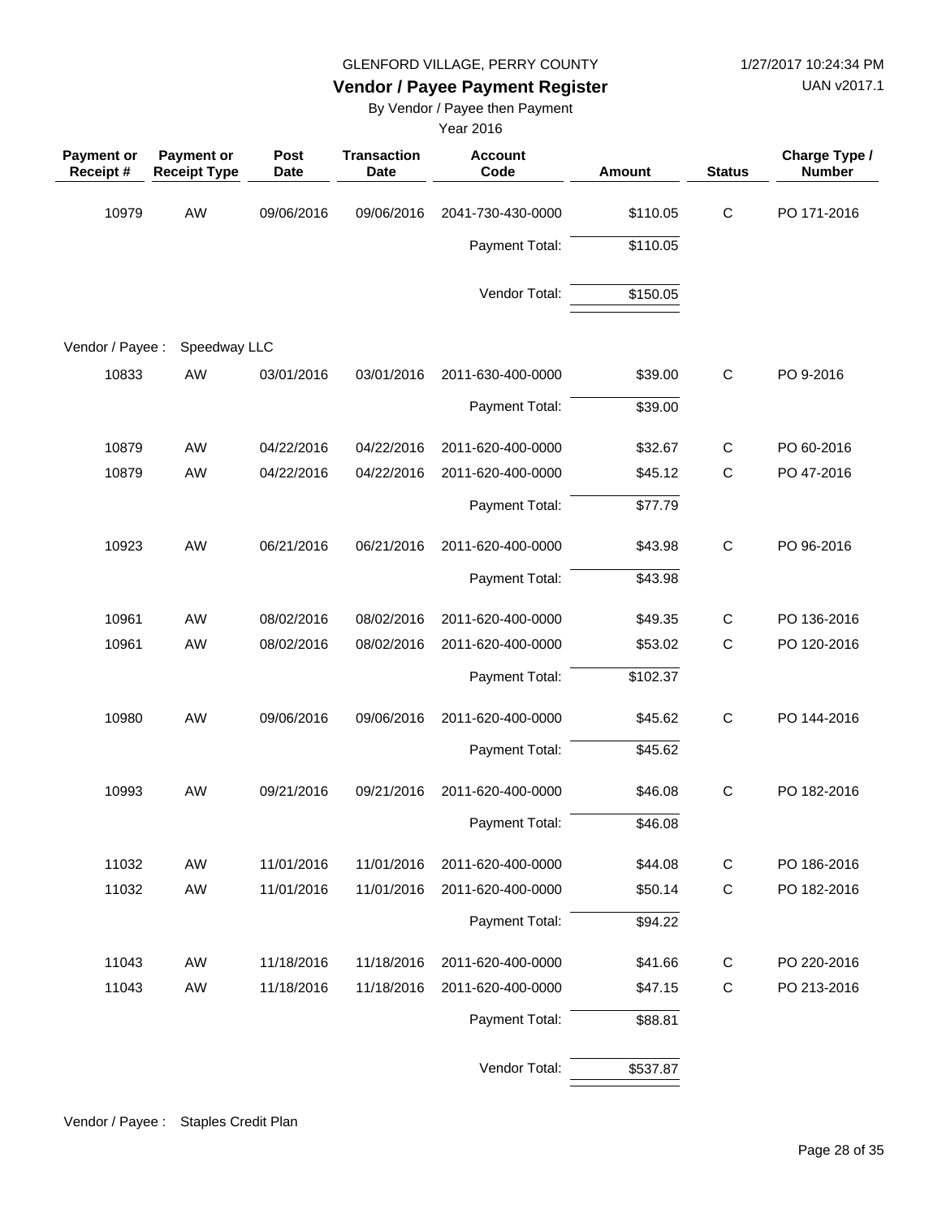GLENFORD VILLAGE, PERRY COUNTY

**Vendor / Payee Payment Register**

By Vendor / Payee then Payment

Year 2016

| Payment or Receipt # | Payment or Receipt Type | Post Date | Transaction Date | Account Code | Amount | Status | Charge Type / Number |
|---|---|---|---|---|---|---|---|
| 10979 | AW | 09/06/2016 | 09/06/2016 | 2041-730-430-0000 | $110.05 | C | PO 171-2016 |
| | | | | Payment Total: | $110.05 | | |
| | | | | Vendor Total: | $150.05 | | |
| Vendor / Payee : | Speedway LLC | | | | | | |
| 10833 | AW | 03/01/2016 | 03/01/2016 | 2011-630-400-0000 | $39.00 | C | PO 9-2016 |
| | | | | Payment Total: | $39.00 | | |
| 10879 | AW | 04/22/2016 | 04/22/2016 | 2011-620-400-0000 | $32.67 | C | PO 60-2016 |
| 10879 | AW | 04/22/2016 | 04/22/2016 | 2011-620-400-0000 | $45.12 | C | PO 47-2016 |
| | | | | Payment Total: | $77.79 | | |
| 10923 | AW | 06/21/2016 | 06/21/2016 | 2011-620-400-0000 | $43.98 | C | PO 96-2016 |
| | | | | Payment Total: | $43.98 | | |
| 10961 | AW | 08/02/2016 | 08/02/2016 | 2011-620-400-0000 | $49.35 | C | PO 136-2016 |
| 10961 | AW | 08/02/2016 | 08/02/2016 | 2011-620-400-0000 | $53.02 | C | PO 120-2016 |
| | | | | Payment Total: | $102.37 | | |
| 10980 | AW | 09/06/2016 | 09/06/2016 | 2011-620-400-0000 | $45.62 | C | PO 144-2016 |
| | | | | Payment Total: | $45.62 | | |
| 10993 | AW | 09/21/2016 | 09/21/2016 | 2011-620-400-0000 | $46.08 | C | PO 182-2016 |
| | | | | Payment Total: | $46.08 | | |
| 11032 | AW | 11/01/2016 | 11/01/2016 | 2011-620-400-0000 | $44.08 | C | PO 186-2016 |
| 11032 | AW | 11/01/2016 | 11/01/2016 | 2011-620-400-0000 | $50.14 | C | PO 182-2016 |
| | | | | Payment Total: | $94.22 | | |
| 11043 | AW | 11/18/2016 | 11/18/2016 | 2011-620-400-0000 | $41.66 | C | PO 220-2016 |
| 11043 | AW | 11/18/2016 | 11/18/2016 | 2011-620-400-0000 | $47.15 | C | PO 213-2016 |
| | | | | Payment Total: | $88.81 | | |
| | | | | Vendor Total: | $537.87 | | |

Vendor / Payee : Staples Credit Plan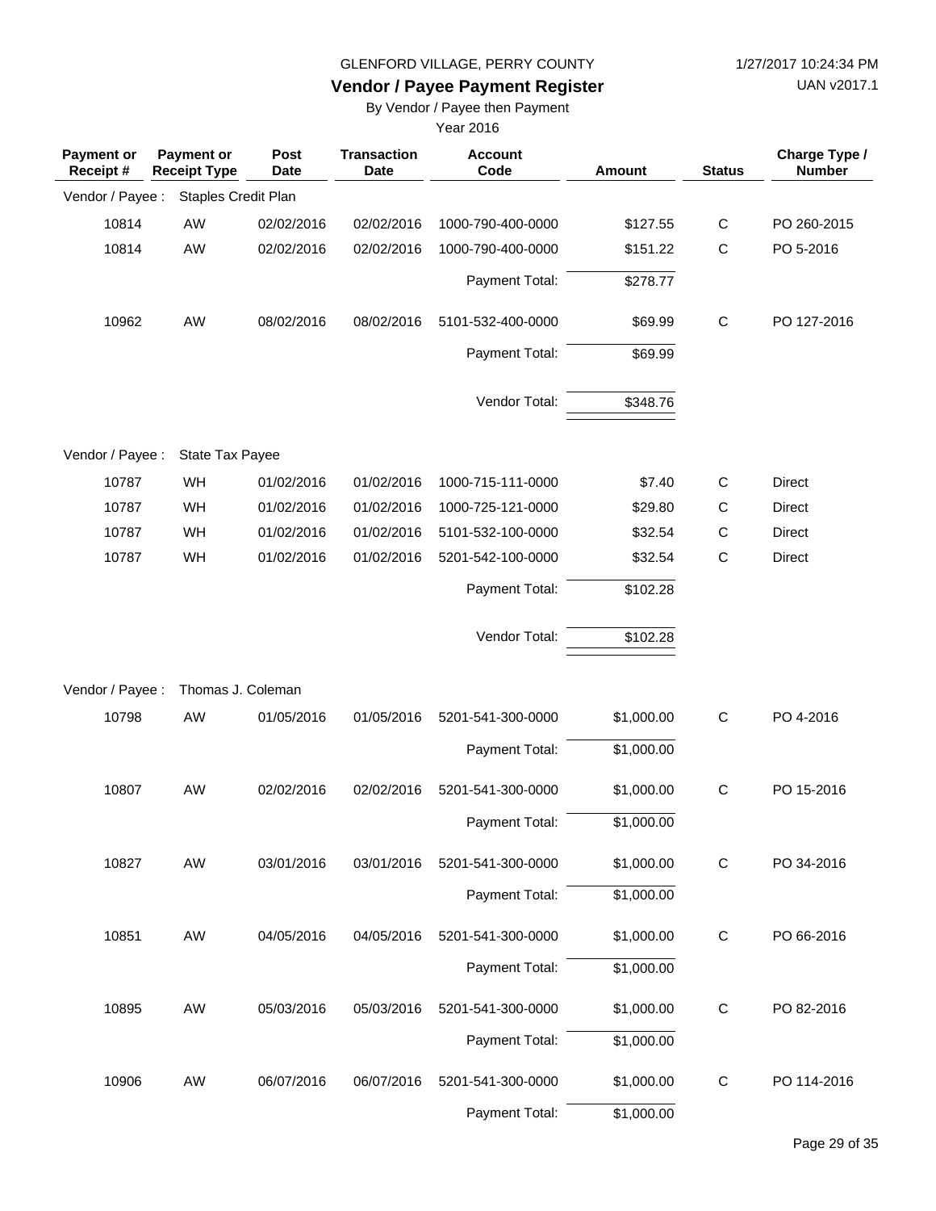GLENFORD VILLAGE, PERRY COUNTY

1/27/2017 10:24:34 PM

UAN v2017.1

# Vendor / Payee Payment Register

By Vendor / Payee then Payment

Year 2016

| Payment or Receipt # | Payment or Receipt Type | Post Date | Transaction Date | Account Code | Amount | Status | Charge Type / Number |
|---|---|---|---|---|---|---|---|
| Vendor / Payee : | Staples Credit Plan | | | | | | |
| 10814 | AW | 02/02/2016 | 02/02/2016 | 1000-790-400-0000 | $127.55 | C | PO 260-2015 |
| 10814 | AW | 02/02/2016 | 02/02/2016 | 1000-790-400-0000 | $151.22 | C | PO 5-2016 |
| | | | | Payment Total: | $278.77 | | |
| 10962 | AW | 08/02/2016 | 08/02/2016 | 5101-532-400-0000 | $69.99 | C | PO 127-2016 |
| | | | | Payment Total: | $69.99 | | |
| | | | | Vendor Total: | $348.76 | | |
| Vendor / Payee : | State Tax Payee | | | | | | |
| 10787 | WH | 01/02/2016 | 01/02/2016 | 1000-715-111-0000 | $7.40 | C | Direct |
| 10787 | WH | 01/02/2016 | 01/02/2016 | 1000-725-121-0000 | $29.80 | C | Direct |
| 10787 | WH | 01/02/2016 | 01/02/2016 | 5101-532-100-0000 | $32.54 | C | Direct |
| 10787 | WH | 01/02/2016 | 01/02/2016 | 5201-542-100-0000 | $32.54 | C | Direct |
| | | | | Payment Total: | $102.28 | | |
| | | | | Vendor Total: | $102.28 | | |
| Vendor / Payee : | Thomas J. Coleman | | | | | | |
| 10798 | AW | 01/05/2016 | 01/05/2016 | 5201-541-300-0000 | $1,000.00 | C | PO 4-2016 |
| | | | | Payment Total: | $1,000.00 | | |
| 10807 | AW | 02/02/2016 | 02/02/2016 | 5201-541-300-0000 | $1,000.00 | C | PO 15-2016 |
| | | | | Payment Total: | $1,000.00 | | |
| 10827 | AW | 03/01/2016 | 03/01/2016 | 5201-541-300-0000 | $1,000.00 | C | PO 34-2016 |
| | | | | Payment Total: | $1,000.00 | | |
| 10851 | AW | 04/05/2016 | 04/05/2016 | 5201-541-300-0000 | $1,000.00 | C | PO 66-2016 |
| | | | | Payment Total: | $1,000.00 | | |
| 10895 | AW | 05/03/2016 | 05/03/2016 | 5201-541-300-0000 | $1,000.00 | C | PO 82-2016 |
| | | | | Payment Total: | $1,000.00 | | |
| 10906 | AW | 06/07/2016 | 06/07/2016 | 5201-541-300-0000 | $1,000.00 | C | PO 114-2016 |
| | | | | Payment Total: | $1,000.00 | | |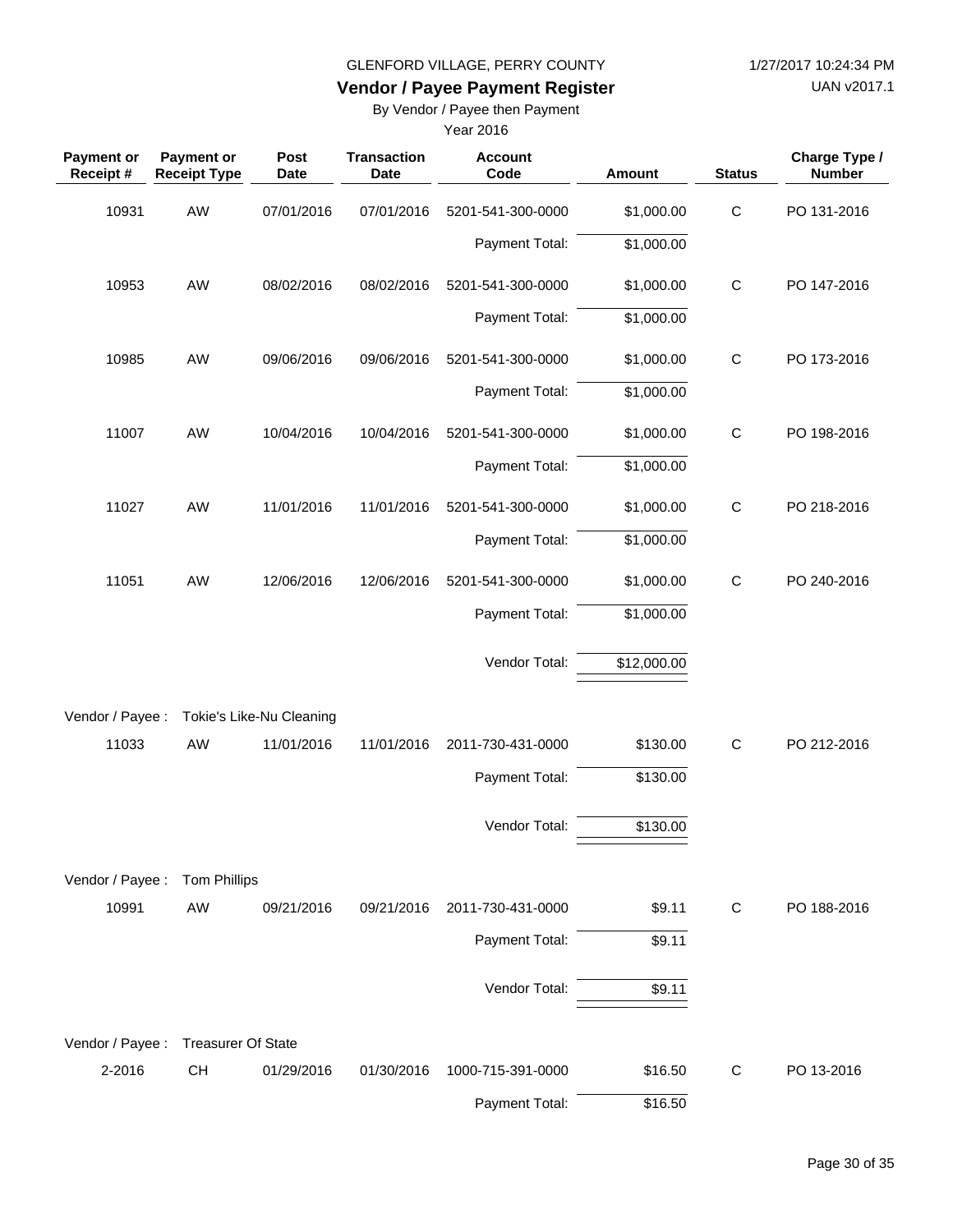GLENFORD VILLAGE, PERRY COUNTY

**Vendor / Payee Payment Register**

By Vendor / Payee then Payment

Year 2016

| Payment or Receipt # | Payment or Receipt Type | Post Date | Transaction Date | Account Code | Amount | Status | Charge Type / Number |
|---|---|---|---|---|---|---|---|
| 10931 | AW | 07/01/2016 | 07/01/2016 | 5201-541-300-0000 | $1,000.00 | C | PO 131-2016 |
| | | | | Payment Total: | $1,000.00 | | |
| 10953 | AW | 08/02/2016 | 08/02/2016 | 5201-541-300-0000 | $1,000.00 | C | PO 147-2016 |
| | | | | Payment Total: | $1,000.00 | | |
| 10985 | AW | 09/06/2016 | 09/06/2016 | 5201-541-300-0000 | $1,000.00 | C | PO 173-2016 |
| | | | | Payment Total: | $1,000.00 | | |
| 11007 | AW | 10/04/2016 | 10/04/2016 | 5201-541-300-0000 | $1,000.00 | C | PO 198-2016 |
| | | | | Payment Total: | $1,000.00 | | |
| 11027 | AW | 11/01/2016 | 11/01/2016 | 5201-541-300-0000 | $1,000.00 | C | PO 218-2016 |
| | | | | Payment Total: | $1,000.00 | | |
| 11051 | AW | 12/06/2016 | 12/06/2016 | 5201-541-300-0000 | $1,000.00 | C | PO 240-2016 |
| | | | | Payment Total: | $1,000.00 | | |
| | | | | Vendor Total: | $12,000.00 | | |
| Vendor / Payee : | Tokie's Like-Nu Cleaning | | | | | | |
| 11033 | AW | 11/01/2016 | 11/01/2016 | 2011-730-431-0000 | $130.00 | C | PO 212-2016 |
| | | | | Payment Total: | $130.00 | | |
| | | | | Vendor Total: | $130.00 | | |
| Vendor / Payee : | Tom Phillips | | | | | | |
| 10991 | AW | 09/21/2016 | 09/21/2016 | 2011-730-431-0000 | $9.11 | C | PO 188-2016 |
| | | | | Payment Total: | $9.11 | | |
| | | | | Vendor Total: | $9.11 | | |
| Vendor / Payee : | Treasurer Of State | | | | | | |
| 2-2016 | CH | 01/29/2016 | 01/30/2016 | 1000-715-391-0000 | $16.50 | C | PO 13-2016 |
| | | | | Payment Total: | $16.50 | | |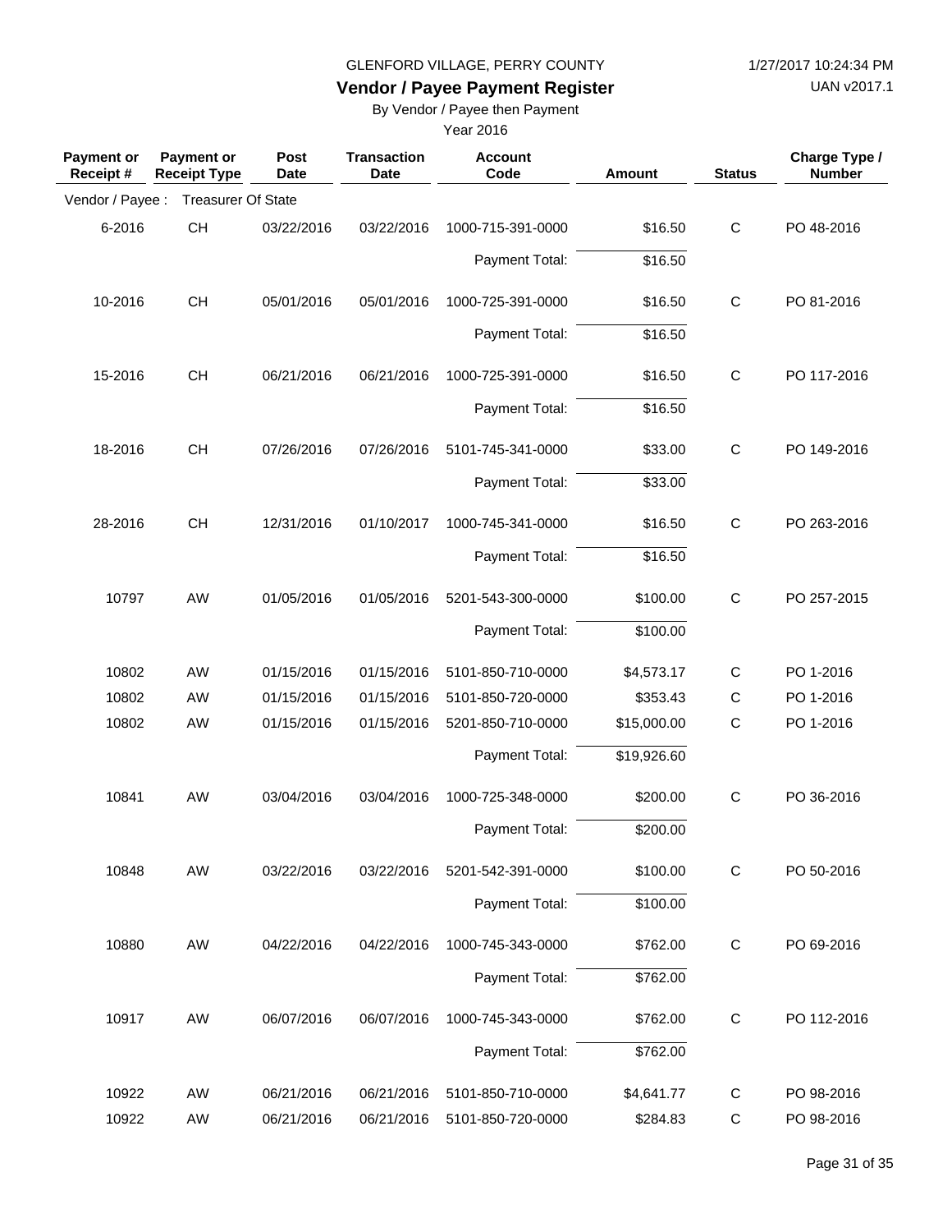GLENFORD VILLAGE, PERRY COUNTY

1/27/2017 10:24:34 PM

**Vendor / Payee Payment Register**

UAN v2017.1

By Vendor / Payee then Payment

Year 2016

| Payment or Receipt # | Payment or Receipt Type | Post Date | Transaction Date | Account Code | Amount | Status | Charge Type / Number |
|---|---|---|---|---|---|---|---|
| Vendor / Payee : | Treasurer Of State | | | | | | |
| 6-2016 | CH | 03/22/2016 | 03/22/2016 | 1000-715-391-0000 | $16.50 | C | PO 48-2016 |
| | | | | Payment Total: | $16.50 | | |
| 10-2016 | CH | 05/01/2016 | 05/01/2016 | 1000-725-391-0000 | $16.50 | C | PO 81-2016 |
| | | | | Payment Total: | $16.50 | | |
| 15-2016 | CH | 06/21/2016 | 06/21/2016 | 1000-725-391-0000 | $16.50 | C | PO 117-2016 |
| | | | | Payment Total: | $16.50 | | |
| 18-2016 | CH | 07/26/2016 | 07/26/2016 | 5101-745-341-0000 | $33.00 | C | PO 149-2016 |
| | | | | Payment Total: | $33.00 | | |
| 28-2016 | CH | 12/31/2016 | 01/10/2017 | 1000-745-341-0000 | $16.50 | C | PO 263-2016 |
| | | | | Payment Total: | $16.50 | | |
| 10797 | AW | 01/05/2016 | 01/05/2016 | 5201-543-300-0000 | $100.00 | C | PO 257-2015 |
| | | | | Payment Total: | $100.00 | | |
| 10802 | AW | 01/15/2016 | 01/15/2016 | 5101-850-710-0000 | $4,573.17 | C | PO 1-2016 |
| 10802 | AW | 01/15/2016 | 01/15/2016 | 5101-850-720-0000 | $353.43 | C | PO 1-2016 |
| 10802 | AW | 01/15/2016 | 01/15/2016 | 5201-850-710-0000 | $15,000.00 | C | PO 1-2016 |
| | | | | Payment Total: | $19,926.60 | | |
| 10841 | AW | 03/04/2016 | 03/04/2016 | 1000-725-348-0000 | $200.00 | C | PO 36-2016 |
| | | | | Payment Total: | $200.00 | | |
| 10848 | AW | 03/22/2016 | 03/22/2016 | 5201-542-391-0000 | $100.00 | C | PO 50-2016 |
| | | | | Payment Total: | $100.00 | | |
| 10880 | AW | 04/22/2016 | 04/22/2016 | 1000-745-343-0000 | $762.00 | C | PO 69-2016 |
| | | | | Payment Total: | $762.00 | | |
| 10917 | AW | 06/07/2016 | 06/07/2016 | 1000-745-343-0000 | $762.00 | C | PO 112-2016 |
| | | | | Payment Total: | $762.00 | | |
| 10922 | AW | 06/21/2016 | 06/21/2016 | 5101-850-710-0000 | $4,641.77 | C | PO 98-2016 |
| 10922 | AW | 06/21/2016 | 06/21/2016 | 5101-850-720-0000 | $284.83 | C | PO 98-2016 |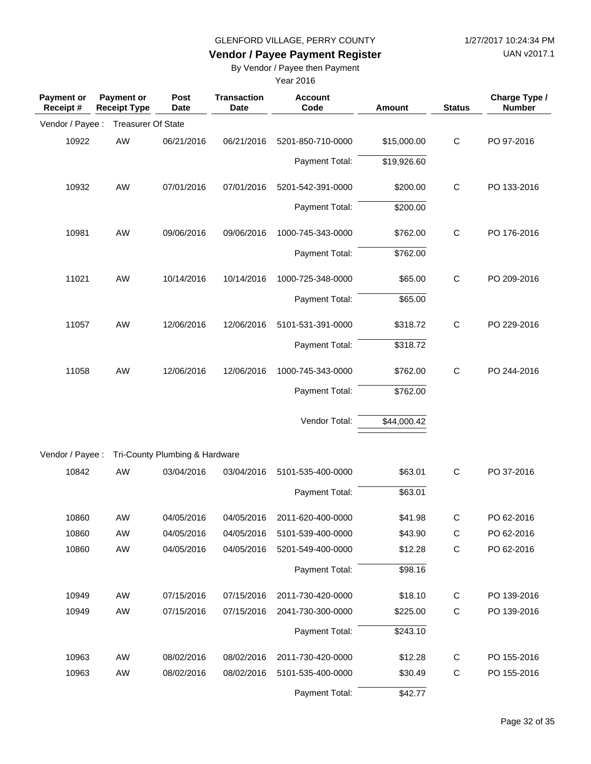GLENFORD VILLAGE, PERRY COUNTY

# Vendor / Payee Payment Register

By Vendor / Payee then Payment

Year 2016

| Payment or Receipt # | Payment or Receipt Type | Post Date | Transaction Date | Account Code | Amount | Status | Charge Type / Number |
|---|---|---|---|---|---|---|---|
| Vendor / Payee : | Treasurer Of State | | | | | | |
| 10922 | AW | 06/21/2016 | 06/21/2016 | 5201-850-710-0000 | $15,000.00 | C | PO 97-2016 |
| | | | | Payment Total: | $19,926.60 | | |
| 10932 | AW | 07/01/2016 | 07/01/2016 | 5201-542-391-0000 | $200.00 | C | PO 133-2016 |
| | | | | Payment Total: | $200.00 | | |
| 10981 | AW | 09/06/2016 | 09/06/2016 | 1000-745-343-0000 | $762.00 | C | PO 176-2016 |
| | | | | Payment Total: | $762.00 | | |
| 11021 | AW | 10/14/2016 | 10/14/2016 | 1000-725-348-0000 | $65.00 | C | PO 209-2016 |
| | | | | Payment Total: | $65.00 | | |
| 11057 | AW | 12/06/2016 | 12/06/2016 | 5101-531-391-0000 | $318.72 | C | PO 229-2016 |
| | | | | Payment Total: | $318.72 | | |
| 11058 | AW | 12/06/2016 | 12/06/2016 | 1000-745-343-0000 | $762.00 | C | PO 244-2016 |
| | | | | Payment Total: | $762.00 | | |
| | | | | Vendor Total: | $44,000.42 | | |
| Vendor / Payee : | Tri-County Plumbing & Hardware | | | | | | |
| 10842 | AW | 03/04/2016 | 03/04/2016 | 5101-535-400-0000 | $63.01 | C | PO 37-2016 |
| | | | | Payment Total: | $63.01 | | |
| 10860 | AW | 04/05/2016 | 04/05/2016 | 2011-620-400-0000 | $41.98 | C | PO 62-2016 |
| 10860 | AW | 04/05/2016 | 04/05/2016 | 5101-539-400-0000 | $43.90 | C | PO 62-2016 |
| 10860 | AW | 04/05/2016 | 04/05/2016 | 5201-549-400-0000 | $12.28 | C | PO 62-2016 |
| | | | | Payment Total: | $98.16 | | |
| 10949 | AW | 07/15/2016 | 07/15/2016 | 2011-730-420-0000 | $18.10 | C | PO 139-2016 |
| 10949 | AW | 07/15/2016 | 07/15/2016 | 2041-730-300-0000 | $225.00 | C | PO 139-2016 |
| | | | | Payment Total: | $243.10 | | |
| 10963 | AW | 08/02/2016 | 08/02/2016 | 2011-730-420-0000 | $12.28 | C | PO 155-2016 |
| 10963 | AW | 08/02/2016 | 08/02/2016 | 5101-535-400-0000 | $30.49 | C | PO 155-2016 |
| | | | | Payment Total: | $42.77 | | |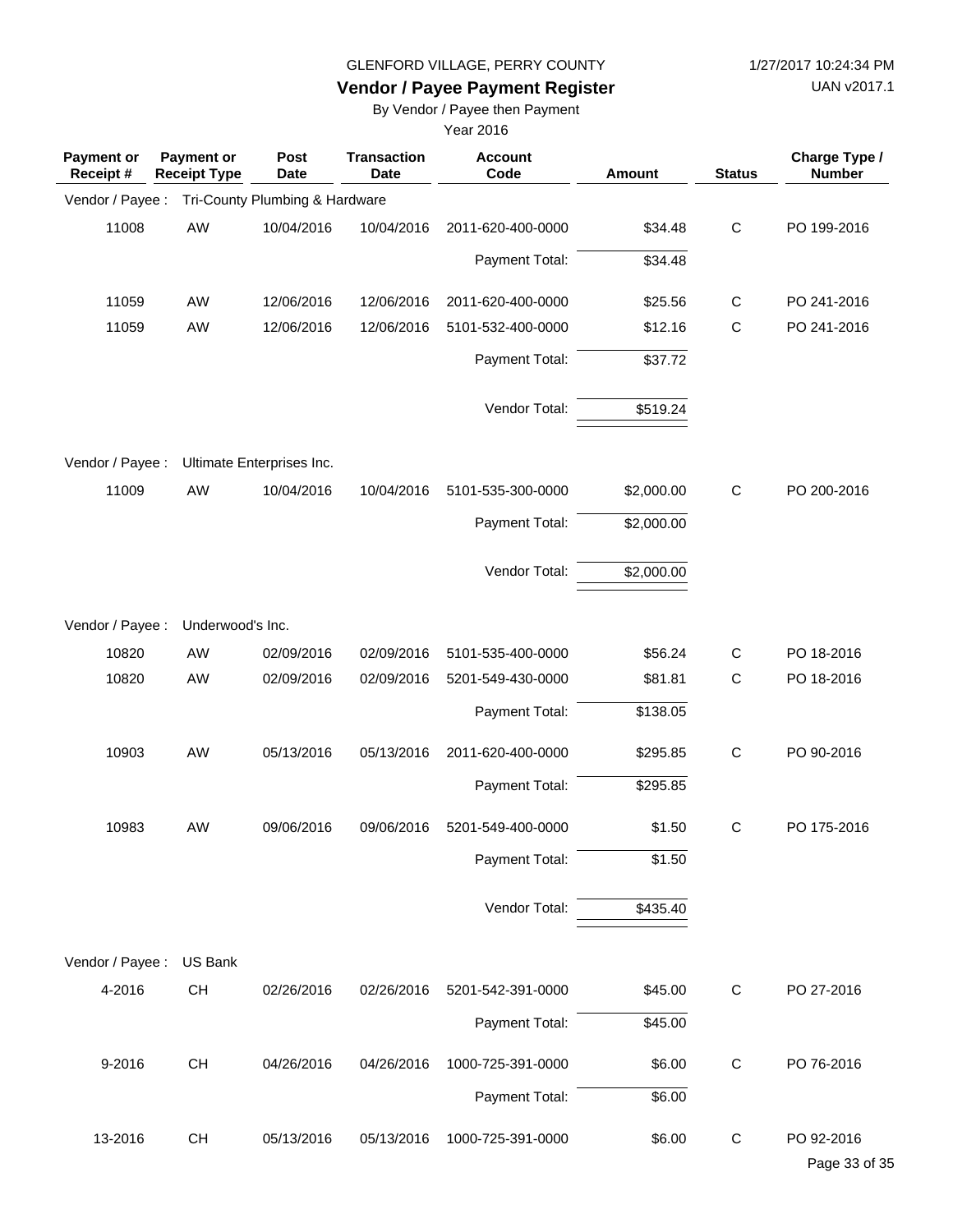GLENFORD VILLAGE, PERRY COUNTY

1/27/2017 10:24:34 PM

# Vendor / Payee Payment Register

UAN v2017.1

By Vendor / Payee then Payment

Year 2016

| Payment or Receipt # | Payment or Receipt Type | Post Date | Transaction Date | Account Code | Amount | Status | Charge Type / Number |
|---|---|---|---|---|---|---|---|
| Vendor / Payee : | Tri-County Plumbing & Hardware | | | | | | |
| 11008 | AW | 10/04/2016 | 10/04/2016 | 2011-620-400-0000 | $34.48 | C | PO 199-2016 |
| | | | | Payment Total: | $34.48 | | |
| 11059 | AW | 12/06/2016 | 12/06/2016 | 2011-620-400-0000 | $25.56 | C | PO 241-2016 |
| 11059 | AW | 12/06/2016 | 12/06/2016 | 5101-532-400-0000 | $12.16 | C | PO 241-2016 |
| | | | | Payment Total: | $37.72 | | |
| | | | | Vendor Total: | $519.24 | | |
| Vendor / Payee : | Ultimate Enterprises Inc. | | | | | | |
| 11009 | AW | 10/04/2016 | 10/04/2016 | 5101-535-300-0000 | $2,000.00 | C | PO 200-2016 |
| | | | | Payment Total: | $2,000.00 | | |
| | | | | Vendor Total: | $2,000.00 | | |
| Vendor / Payee : | Underwood's Inc. | | | | | | |
| 10820 | AW | 02/09/2016 | 02/09/2016 | 5101-535-400-0000 | $56.24 | C | PO 18-2016 |
| 10820 | AW | 02/09/2016 | 02/09/2016 | 5201-549-430-0000 | $81.81 | C | PO 18-2016 |
| | | | | Payment Total: | $138.05 | | |
| 10903 | AW | 05/13/2016 | 05/13/2016 | 2011-620-400-0000 | $295.85 | C | PO 90-2016 |
| | | | | Payment Total: | $295.85 | | |
| 10983 | AW | 09/06/2016 | 09/06/2016 | 5201-549-400-0000 | $1.50 | C | PO 175-2016 |
| | | | | Payment Total: | $1.50 | | |
| | | | | Vendor Total: | $435.40 | | |
| Vendor / Payee : | US Bank | | | | | | |
| 4-2016 | CH | 02/26/2016 | 02/26/2016 | 5201-542-391-0000 | $45.00 | C | PO 27-2016 |
| | | | | Payment Total: | $45.00 | | |
| 9-2016 | CH | 04/26/2016 | 04/26/2016 | 1000-725-391-0000 | $6.00 | C | PO 76-2016 |
| | | | | Payment Total: | $6.00 | | |
| 13-2016 | CH | 05/13/2016 | 05/13/2016 | 1000-725-391-0000 | $6.00 | C | PO 92-2016 |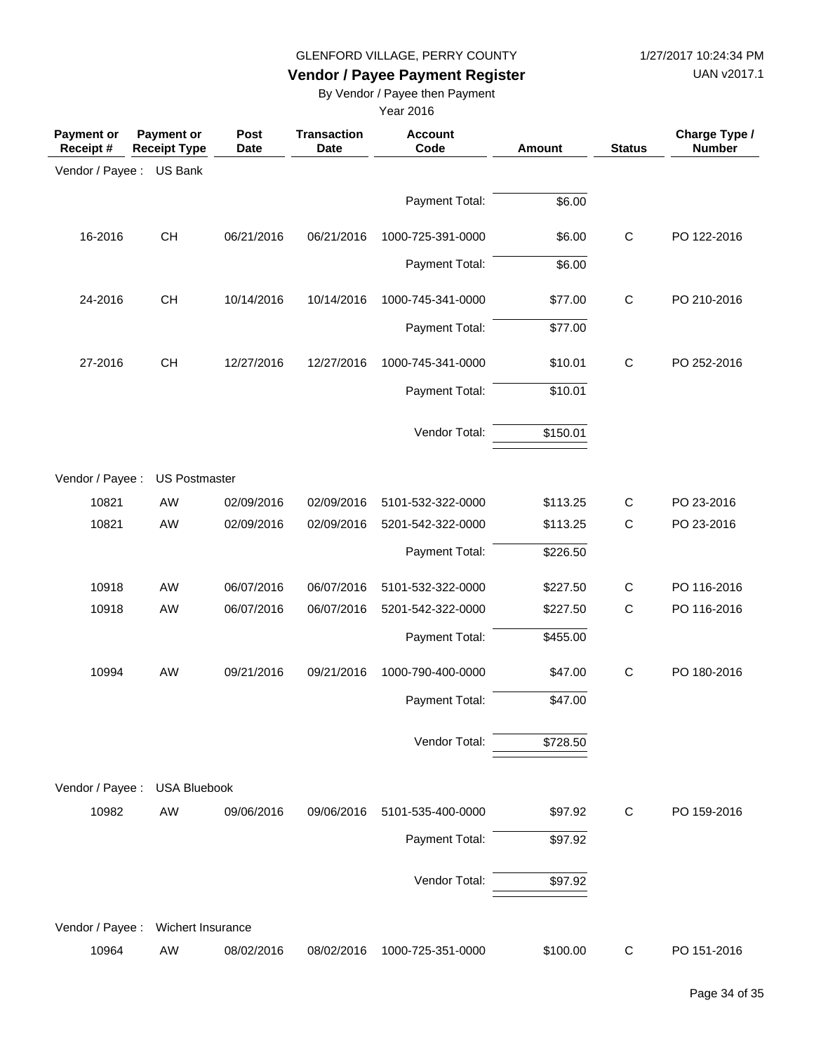GLENFORD VILLAGE, PERRY COUNTY

## Vendor / Payee Payment Register

By Vendor / Payee then Payment

Year 2016

| Payment or Receipt # | Payment or Receipt Type | Post Date | Transaction Date | Account Code | Amount | Status | Charge Type / Number |
|---|---|---|---|---|---|---|---|
| Vendor / Payee : | US Bank | | | | | | |
| | | | | Payment Total: | $6.00 | | |
| 16-2016 | CH | 06/21/2016 | 06/21/2016 | 1000-725-391-0000 | $6.00 | C | PO 122-2016 |
| | | | | Payment Total: | $6.00 | | |
| 24-2016 | CH | 10/14/2016 | 10/14/2016 | 1000-745-341-0000 | $77.00 | C | PO 210-2016 |
| | | | | Payment Total: | $77.00 | | |
| 27-2016 | CH | 12/27/2016 | 12/27/2016 | 1000-745-341-0000 | $10.01 | C | PO 252-2016 |
| | | | | Payment Total: | $10.01 | | |
| | | | | Vendor Total: | $150.01 | | |
| Vendor / Payee : | US Postmaster | | | | | | |
| 10821 | AW | 02/09/2016 | 02/09/2016 | 5101-532-322-0000 | $113.25 | C | PO 23-2016 |
| 10821 | AW | 02/09/2016 | 02/09/2016 | 5201-542-322-0000 | $113.25 | C | PO 23-2016 |
| | | | | Payment Total: | $226.50 | | |
| 10918 | AW | 06/07/2016 | 06/07/2016 | 5101-532-322-0000 | $227.50 | C | PO 116-2016 |
| 10918 | AW | 06/07/2016 | 06/07/2016 | 5201-542-322-0000 | $227.50 | C | PO 116-2016 |
| | | | | Payment Total: | $455.00 | | |
| 10994 | AW | 09/21/2016 | 09/21/2016 | 1000-790-400-0000 | $47.00 | C | PO 180-2016 |
| | | | | Payment Total: | $47.00 | | |
| | | | | Vendor Total: | $728.50 | | |
| Vendor / Payee : | USA Bluebook | | | | | | |
| 10982 | AW | 09/06/2016 | 09/06/2016 | 5101-535-400-0000 | $97.92 | C | PO 159-2016 |
| | | | | Payment Total: | $97.92 | | |
| | | | | Vendor Total: | $97.92 | | |
| Vendor / Payee : | Wichert Insurance | | | | | | |
| 10964 | AW | 08/02/2016 | 08/02/2016 | 1000-725-351-0000 | $100.00 | C | PO 151-2016 |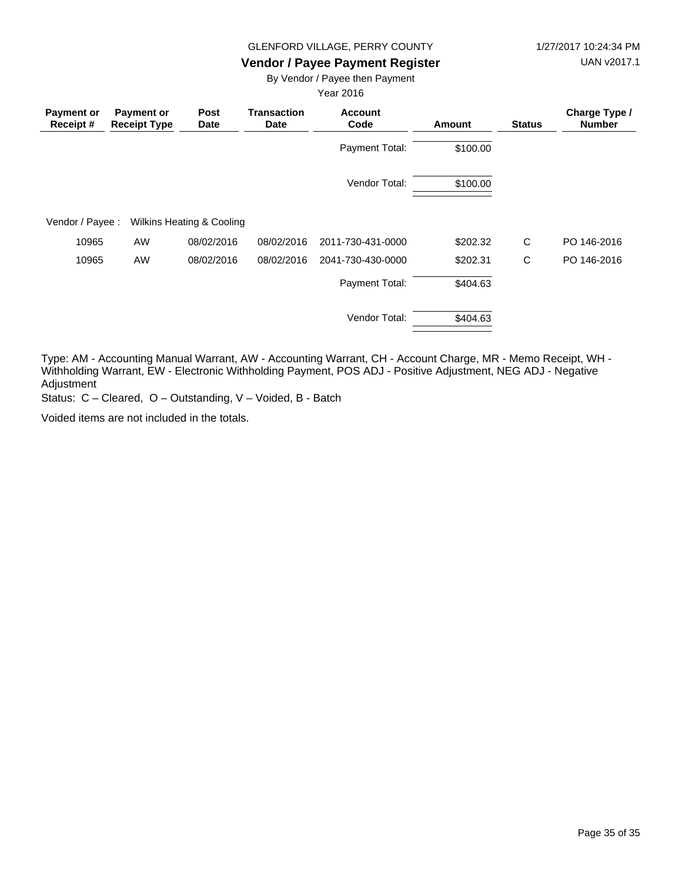GLENFORD VILLAGE, PERRY COUNTY

1/27/2017 10:24:34 PM

**Vendor / Payee Payment Register**

UAN v2017.1

By Vendor / Payee then Payment

Year 2016

| Payment or Receipt # | Payment or Receipt Type | Post Date | Transaction Date | Account Code | Amount | Status | Charge Type / Number |
|---|---|---|---|---|---|---|---|
| | | | | Payment Total: | $100.00 | | |
| | | | | Vendor Total: | $100.00 | | |
| Vendor / Payee : | Wilkins Heating & Cooling | | | | | | |
| 10965 | AW | 08/02/2016 | 08/02/2016 | 2011-730-431-0000 | $202.32 | C | PO 146-2016 |
| 10965 | AW | 08/02/2016 | 08/02/2016 | 2041-730-430-0000 | $202.31 | C | PO 146-2016 |
| | | | | Payment Total: | $404.63 | | |
| | | | | Vendor Total: | $404.63 | | |

Type: AM - Accounting Manual Warrant, AW - Accounting Warrant, CH - Account Charge, MR - Memo Receipt, WH - Withholding Warrant, EW - Electronic Withholding Payment, POS ADJ - Positive Adjustment, NEG ADJ - Negative Adjustment

Status: C – Cleared, O – Outstanding, V – Voided, B - Batch

Voided items are not included in the totals.